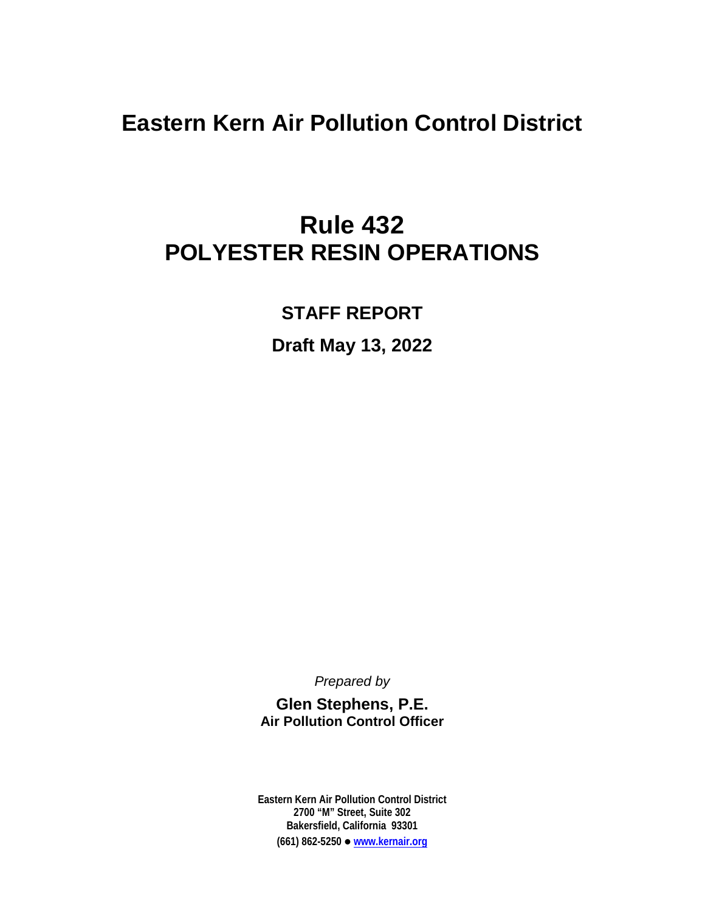# Eastern Kern Air Pollution Control District

# Rule 432
# POLYESTER RESIN OPERATIONS

## STAFF REPORT

## Draft May 13, 2022

*Prepared by*

**Glen Stephens, P.E.**
**Air Pollution Control Officer**

**Eastern Kern Air Pollution Control District**
**2700 "M" Street, Suite 302**
**Bakersfield, California 93301**
**(661) 862-5250 ● [www.kernair.org](www.kernair.org)**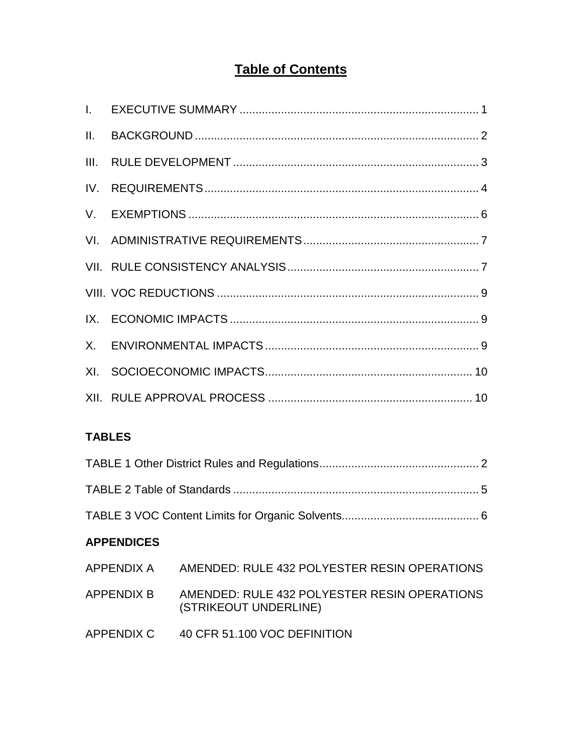# Table of Contents

I. EXECUTIVE SUMMARY ........................................................................... 1

II. BACKGROUND ......................................................................................... 2

III. RULE DEVELOPMENT ............................................................................ 3

IV. REQUIREMENTS...................................................................................... 4

V. EXEMPTIONS ........................................................................................... 6

VI. ADMINISTRATIVE REQUIREMENTS....................................................... 7

VII. RULE CONSISTENCY ANALYSIS............................................................ 7

VIII. VOC REDUCTIONS .................................................................................. 9

IX. ECONOMIC IMPACTS .............................................................................. 9

X. ENVIRONMENTAL IMPACTS ................................................................... 9

XI. SOCIOECONOMIC IMPACTS................................................................. 10

XII. RULE APPROVAL PROCESS ................................................................ 10

**TABLES**

TABLE 1 Other District Rules and Regulations.................................................. 2

TABLE 2 Table of Standards ............................................................................. 5

TABLE 3 VOC Content Limits for Organic Solvents........................................... 6

**APPENDICES**

APPENDIX A AMENDED: RULE 432 POLYESTER RESIN OPERATIONS

APPENDIX B AMENDED: RULE 432 POLYESTER RESIN OPERATIONS (STRIKEOUT UNDERLINE)

APPENDIX C 40 CFR 51.100 VOC DEFINITION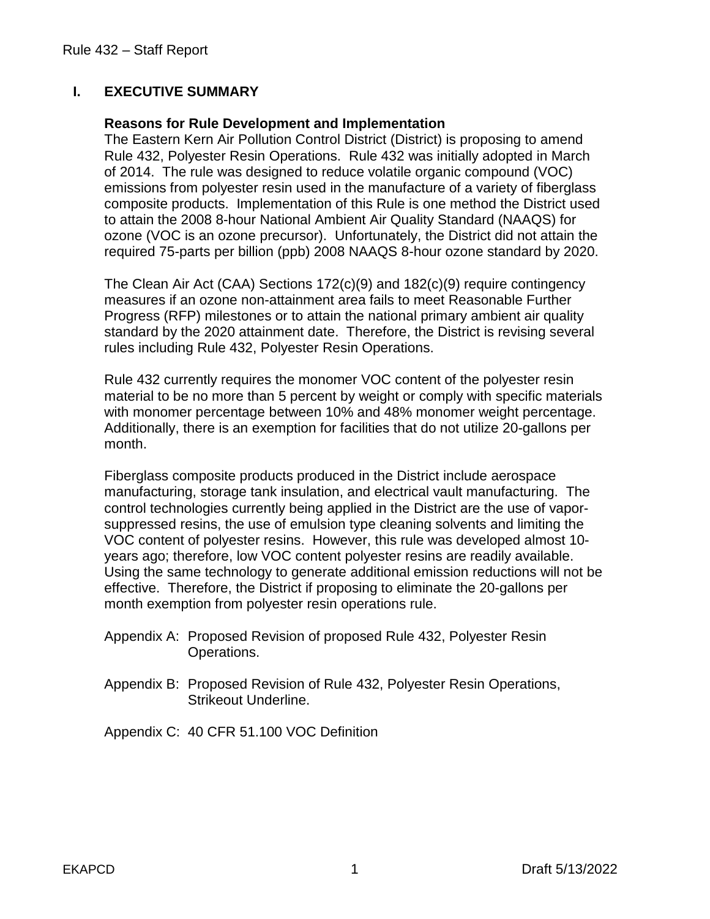## I. EXECUTIVE SUMMARY

**Reasons for Rule Development and Implementation**

The Eastern Kern Air Pollution Control District (District) is proposing to amend Rule 432, Polyester Resin Operations. Rule 432 was initially adopted in March of 2014. The rule was designed to reduce volatile organic compound (VOC) emissions from polyester resin used in the manufacture of a variety of fiberglass composite products. Implementation of this Rule is one method the District used to attain the 2008 8-hour National Ambient Air Quality Standard (NAAQS) for ozone (VOC is an ozone precursor). Unfortunately, the District did not attain the required 75-parts per billion (ppb) 2008 NAAQS 8-hour ozone standard by 2020.

The Clean Air Act (CAA) Sections 172(c)(9) and 182(c)(9) require contingency measures if an ozone non-attainment area fails to meet Reasonable Further Progress (RFP) milestones or to attain the national primary ambient air quality standard by the 2020 attainment date. Therefore, the District is revising several rules including Rule 432, Polyester Resin Operations.

Rule 432 currently requires the monomer VOC content of the polyester resin material to be no more than 5 percent by weight or comply with specific materials with monomer percentage between 10% and 48% monomer weight percentage. Additionally, there is an exemption for facilities that do not utilize 20-gallons per month.

Fiberglass composite products produced in the District include aerospace manufacturing, storage tank insulation, and electrical vault manufacturing. The control technologies currently being applied in the District are the use of vapor-suppressed resins, the use of emulsion type cleaning solvents and limiting the VOC content of polyester resins. However, this rule was developed almost 10-years ago; therefore, low VOC content polyester resins are readily available. Using the same technology to generate additional emission reductions will not be effective. Therefore, the District if proposing to eliminate the 20-gallons per month exemption from polyester resin operations rule.

Appendix A: Proposed Revision of proposed Rule 432, Polyester Resin Operations.

Appendix B: Proposed Revision of Rule 432, Polyester Resin Operations, Strikeout Underline.

Appendix C: 40 CFR 51.100 VOC Definition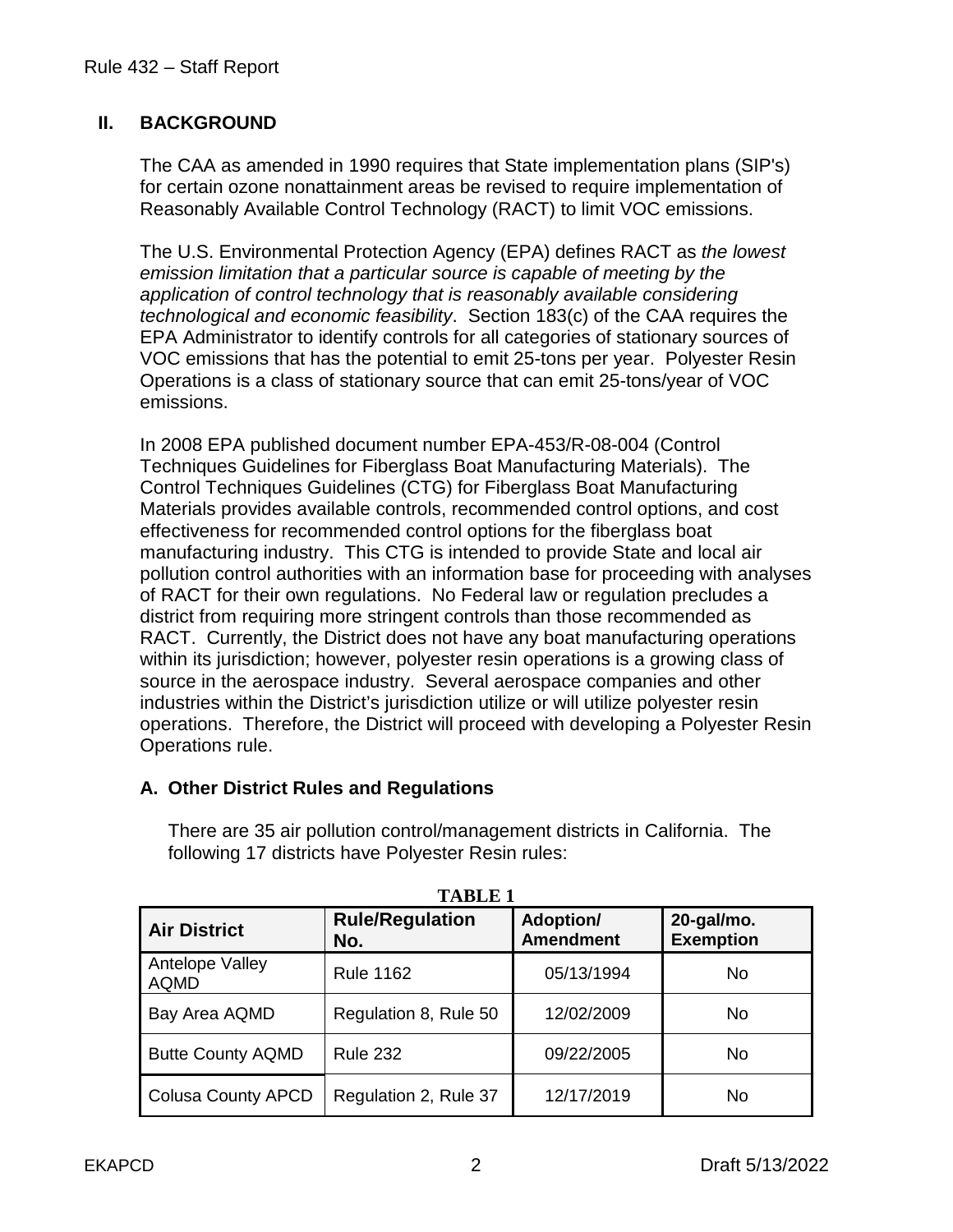## II. BACKGROUND

The CAA as amended in 1990 requires that State implementation plans (SIP's) for certain ozone nonattainment areas be revised to require implementation of Reasonably Available Control Technology (RACT) to limit VOC emissions.

The U.S. Environmental Protection Agency (EPA) defines RACT as *the lowest emission limitation that a particular source is capable of meeting by the application of control technology that is reasonably available considering technological and economic feasibility*. Section 183(c) of the CAA requires the EPA Administrator to identify controls for all categories of stationary sources of VOC emissions that has the potential to emit 25-tons per year. Polyester Resin Operations is a class of stationary source that can emit 25-tons/year of VOC emissions.

In 2008 EPA published document number EPA-453/R-08-004 (Control Techniques Guidelines for Fiberglass Boat Manufacturing Materials). The Control Techniques Guidelines (CTG) for Fiberglass Boat Manufacturing Materials provides available controls, recommended control options, and cost effectiveness for recommended control options for the fiberglass boat manufacturing industry. This CTG is intended to provide State and local air pollution control authorities with an information base for proceeding with analyses of RACT for their own regulations. No Federal law or regulation precludes a district from requiring more stringent controls than those recommended as RACT. Currently, the District does not have any boat manufacturing operations within its jurisdiction; however, polyester resin operations is a growing class of source in the aerospace industry. Several aerospace companies and other industries within the District's jurisdiction utilize or will utilize polyester resin operations. Therefore, the District will proceed with developing a Polyester Resin Operations rule.

### A. Other District Rules and Regulations

There are 35 air pollution control/management districts in California. The following 17 districts have Polyester Resin rules:

**TABLE 1**

| Air District | Rule/Regulation No. | Adoption/ Amendment | 20-gal/mo. Exemption |
|---|---|---|---|
| Antelope Valley AQMD | Rule 1162 | 05/13/1994 | No |
| Bay Area AQMD | Regulation 8, Rule 50 | 12/02/2009 | No |
| Butte County AQMD | Rule 232 | 09/22/2005 | No |
| Colusa County APCD | Regulation 2, Rule 37 | 12/17/2019 | No |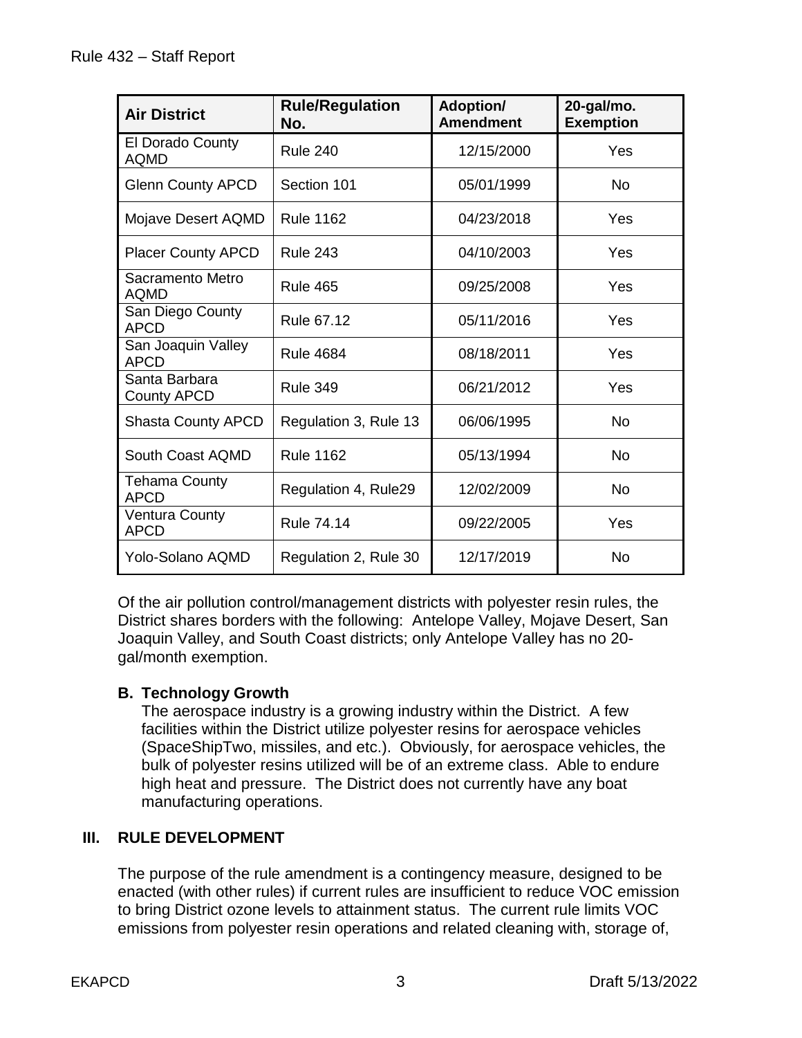| Air District | Rule/Regulation No. | Adoption/ Amendment | 20-gal/mo. Exemption |
|---|---|---|---|
| El Dorado County AQMD | Rule 240 | 12/15/2000 | Yes |
| Glenn County APCD | Section 101 | 05/01/1999 | No |
| Mojave Desert AQMD | Rule 1162 | 04/23/2018 | Yes |
| Placer County APCD | Rule 243 | 04/10/2003 | Yes |
| Sacramento Metro AQMD | Rule 465 | 09/25/2008 | Yes |
| San Diego County APCD | Rule 67.12 | 05/11/2016 | Yes |
| San Joaquin Valley APCD | Rule 4684 | 08/18/2011 | Yes |
| Santa Barbara County APCD | Rule 349 | 06/21/2012 | Yes |
| Shasta County APCD | Regulation 3, Rule 13 | 06/06/1995 | No |
| South Coast AQMD | Rule 1162 | 05/13/1994 | No |
| Tehama County APCD | Regulation 4, Rule29 | 12/02/2009 | No |
| Ventura County APCD | Rule 74.14 | 09/22/2005 | Yes |
| Yolo-Solano AQMD | Regulation 2, Rule 30 | 12/17/2019 | No |

Of the air pollution control/management districts with polyester resin rules, the District shares borders with the following: Antelope Valley, Mojave Desert, San Joaquin Valley, and South Coast districts; only Antelope Valley has no 20-gal/month exemption.

### B. Technology Growth

The aerospace industry is a growing industry within the District. A few facilities within the District utilize polyester resins for aerospace vehicles (SpaceShipTwo, missiles, and etc.). Obviously, for aerospace vehicles, the bulk of polyester resins utilized will be of an extreme class. Able to endure high heat and pressure. The District does not currently have any boat manufacturing operations.

## III. RULE DEVELOPMENT

The purpose of the rule amendment is a contingency measure, designed to be enacted (with other rules) if current rules are insufficient to reduce VOC emission to bring District ozone levels to attainment status. The current rule limits VOC emissions from polyester resin operations and related cleaning with, storage of,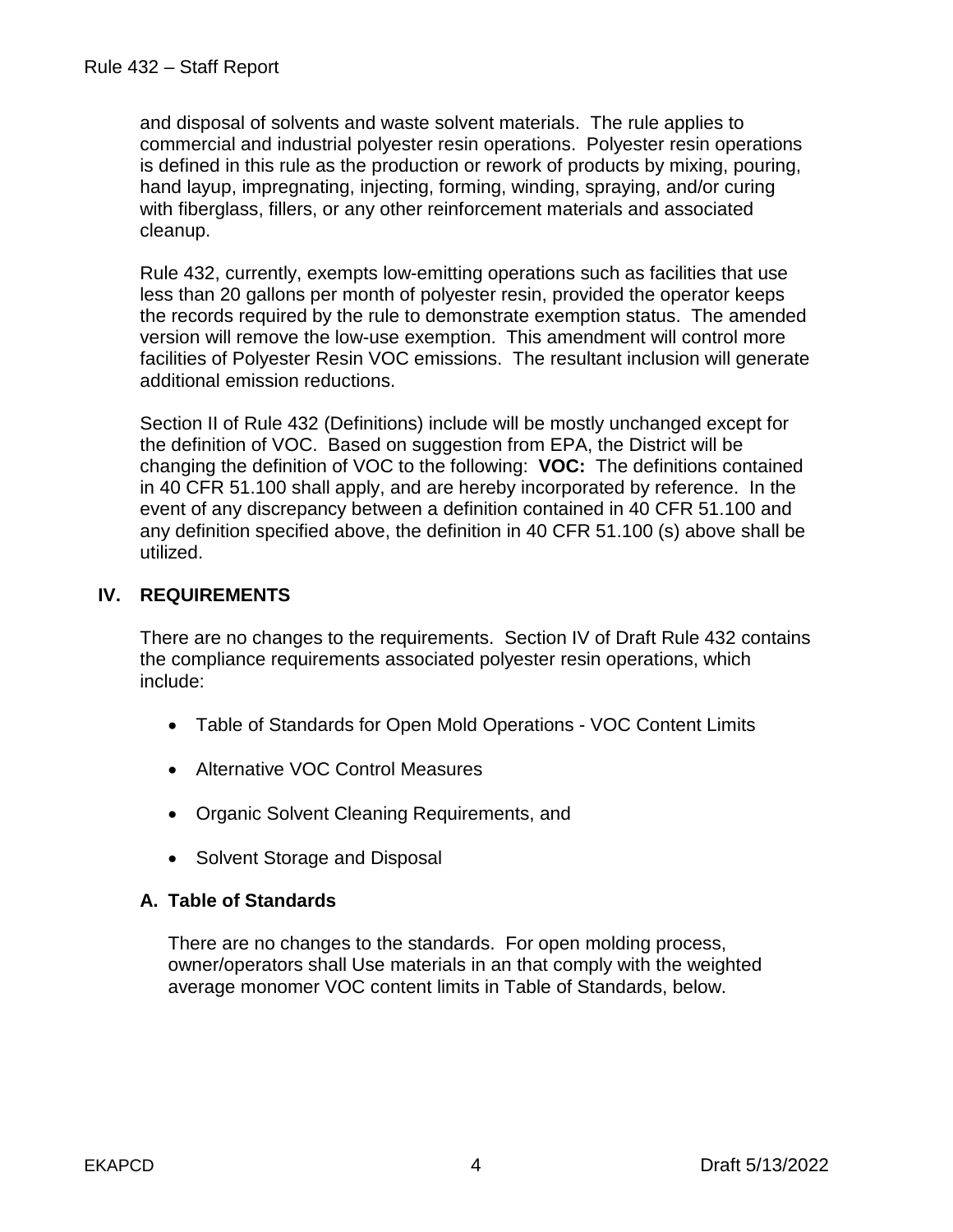and disposal of solvents and waste solvent materials. The rule applies to commercial and industrial polyester resin operations. Polyester resin operations is defined in this rule as the production or rework of products by mixing, pouring, hand layup, impregnating, injecting, forming, winding, spraying, and/or curing with fiberglass, fillers, or any other reinforcement materials and associated cleanup.

Rule 432, currently, exempts low-emitting operations such as facilities that use less than 20 gallons per month of polyester resin, provided the operator keeps the records required by the rule to demonstrate exemption status. The amended version will remove the low-use exemption. This amendment will control more facilities of Polyester Resin VOC emissions. The resultant inclusion will generate additional emission reductions.

Section II of Rule 432 (Definitions) include will be mostly unchanged except for the definition of VOC. Based on suggestion from EPA, the District will be changing the definition of VOC to the following: **VOC:** The definitions contained in 40 CFR 51.100 shall apply, and are hereby incorporated by reference. In the event of any discrepancy between a definition contained in 40 CFR 51.100 and any definition specified above, the definition in 40 CFR 51.100 (s) above shall be utilized.

## IV. REQUIREMENTS

There are no changes to the requirements. Section IV of Draft Rule 432 contains the compliance requirements associated polyester resin operations, which include:

- Table of Standards for Open Mold Operations - VOC Content Limits
- Alternative VOC Control Measures
- Organic Solvent Cleaning Requirements, and
- Solvent Storage and Disposal

### A. Table of Standards

There are no changes to the standards. For open molding process, owner/operators shall Use materials in an that comply with the weighted average monomer VOC content limits in Table of Standards, below.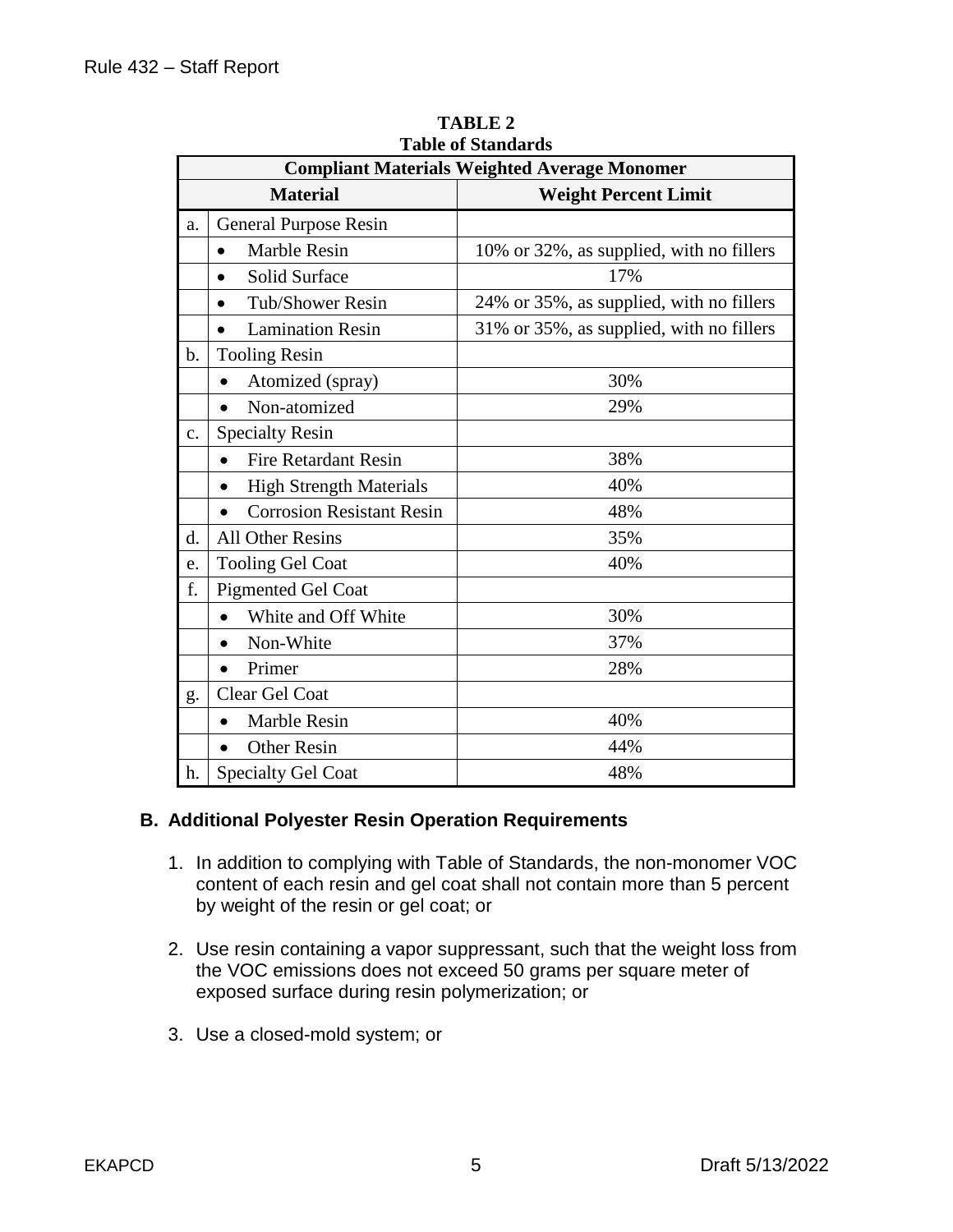**TABLE 2**
**Table of Standards**

| Compliant Materials Weighted Average Monomer | | |
|---|---|---|
| **Material** | | **Weight Percent Limit** |
| a. | General Purpose Resin | |
| | • Marble Resin | 10% or 32%, as supplied, with no fillers |
| | • Solid Surface | 17% |
| | • Tub/Shower Resin | 24% or 35%, as supplied, with no fillers |
| | • Lamination Resin | 31% or 35%, as supplied, with no fillers |
| b. | Tooling Resin | |
| | • Atomized (spray) | 30% |
| | • Non-atomized | 29% |
| c. | Specialty Resin | |
| | • Fire Retardant Resin | 38% |
| | • High Strength Materials | 40% |
| | • Corrosion Resistant Resin | 48% |
| d. | All Other Resins | 35% |
| e. | Tooling Gel Coat | 40% |
| f. | Pigmented Gel Coat | |
| | • White and Off White | 30% |
| | • Non-White | 37% |
| | • Primer | 28% |
| g. | Clear Gel Coat | |
| | • Marble Resin | 40% |
| | • Other Resin | 44% |
| h. | Specialty Gel Coat | 48% |

### B. Additional Polyester Resin Operation Requirements

1. In addition to complying with Table of Standards, the non-monomer VOC content of each resin and gel coat shall not contain more than 5 percent by weight of the resin or gel coat; or

2. Use resin containing a vapor suppressant, such that the weight loss from the VOC emissions does not exceed 50 grams per square meter of exposed surface during resin polymerization; or

3. Use a closed-mold system; or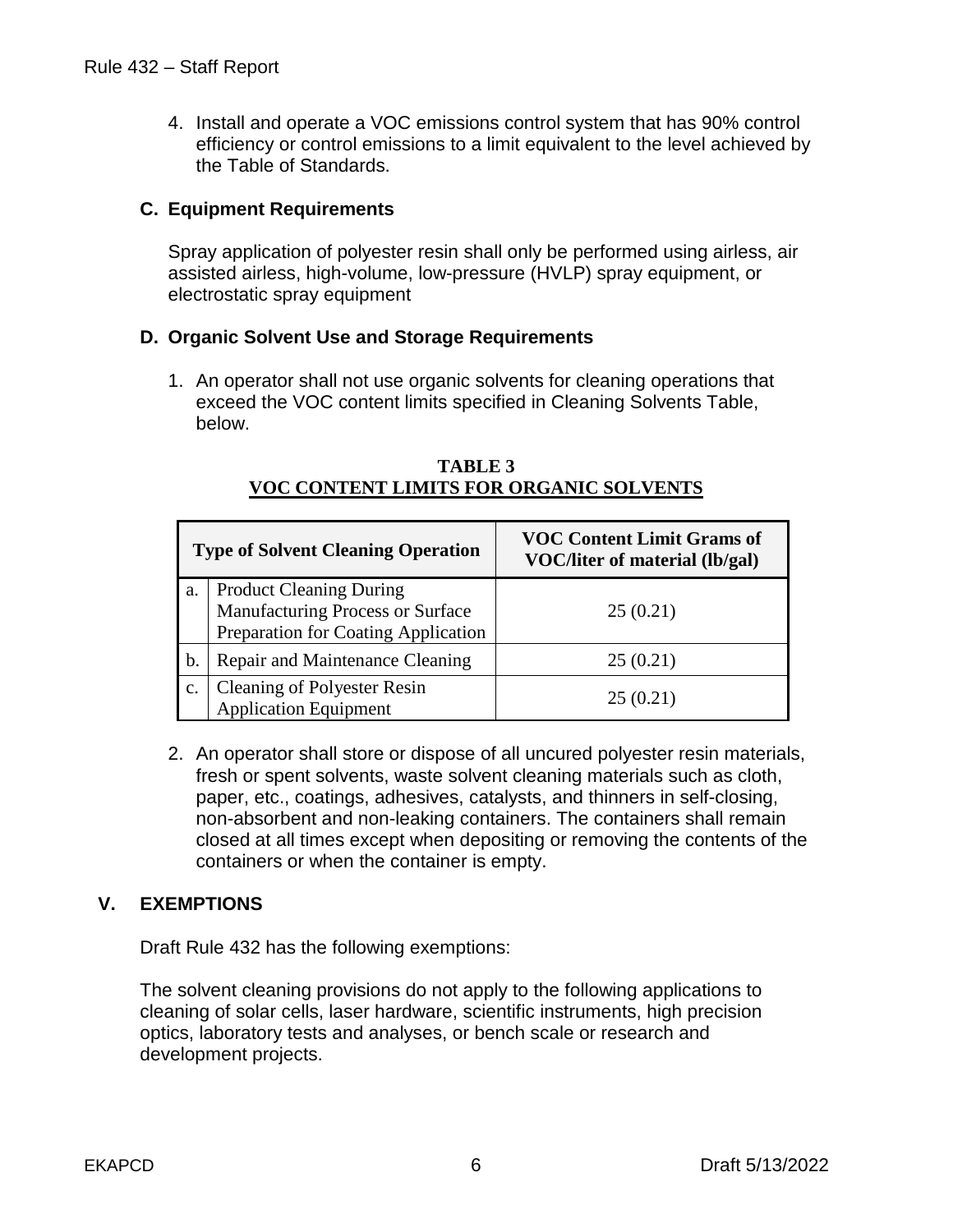4. Install and operate a VOC emissions control system that has 90% control efficiency or control emissions to a limit equivalent to the level achieved by the Table of Standards.

### C. Equipment Requirements

Spray application of polyester resin shall only be performed using airless, air assisted airless, high-volume, low-pressure (HVLP) spray equipment, or electrostatic spray equipment

### D. Organic Solvent Use and Storage Requirements

1. An operator shall not use organic solvents for cleaning operations that exceed the VOC content limits specified in Cleaning Solvents Table, below.

**TABLE 3**
**VOC CONTENT LIMITS FOR ORGANIC SOLVENTS**

| Type of Solvent Cleaning Operation | | VOC Content Limit Grams of VOC/liter of material (lb/gal) |
|---|---|---|
| a. | Product Cleaning During Manufacturing Process or Surface Preparation for Coating Application | 25 (0.21) |
| b. | Repair and Maintenance Cleaning | 25 (0.21) |
| c. | Cleaning of Polyester Resin Application Equipment | 25 (0.21) |

2. An operator shall store or dispose of all uncured polyester resin materials, fresh or spent solvents, waste solvent cleaning materials such as cloth, paper, etc., coatings, adhesives, catalysts, and thinners in self-closing, non-absorbent and non-leaking containers. The containers shall remain closed at all times except when depositing or removing the contents of the containers or when the container is empty.

## V. EXEMPTIONS

Draft Rule 432 has the following exemptions:

The solvent cleaning provisions do not apply to the following applications to cleaning of solar cells, laser hardware, scientific instruments, high precision optics, laboratory tests and analyses, or bench scale or research and development projects.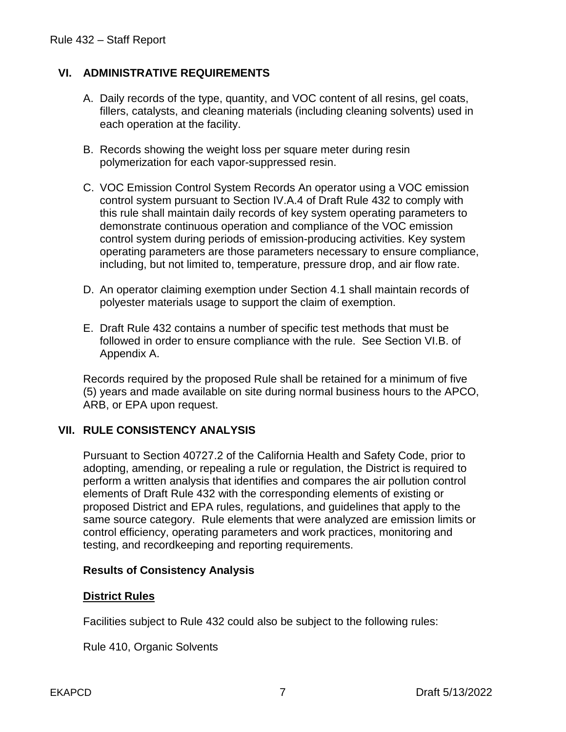## VI. ADMINISTRATIVE REQUIREMENTS

A. Daily records of the type, quantity, and VOC content of all resins, gel coats, fillers, catalysts, and cleaning materials (including cleaning solvents) used in each operation at the facility.

B. Records showing the weight loss per square meter during resin polymerization for each vapor-suppressed resin.

C. VOC Emission Control System Records An operator using a VOC emission control system pursuant to Section IV.A.4 of Draft Rule 432 to comply with this rule shall maintain daily records of key system operating parameters to demonstrate continuous operation and compliance of the VOC emission control system during periods of emission-producing activities. Key system operating parameters are those parameters necessary to ensure compliance, including, but not limited to, temperature, pressure drop, and air flow rate.

D. An operator claiming exemption under Section 4.1 shall maintain records of polyester materials usage to support the claim of exemption.

E. Draft Rule 432 contains a number of specific test methods that must be followed in order to ensure compliance with the rule. See Section VI.B. of Appendix A.

Records required by the proposed Rule shall be retained for a minimum of five (5) years and made available on site during normal business hours to the APCO, ARB, or EPA upon request.

## VII. RULE CONSISTENCY ANALYSIS

Pursuant to Section 40727.2 of the California Health and Safety Code, prior to adopting, amending, or repealing a rule or regulation, the District is required to perform a written analysis that identifies and compares the air pollution control elements of Draft Rule 432 with the corresponding elements of existing or proposed District and EPA rules, regulations, and guidelines that apply to the same source category. Rule elements that were analyzed are emission limits or control efficiency, operating parameters and work practices, monitoring and testing, and recordkeeping and reporting requirements.

### Results of Consistency Analysis

#### District Rules

Facilities subject to Rule 432 could also be subject to the following rules:

Rule 410, Organic Solvents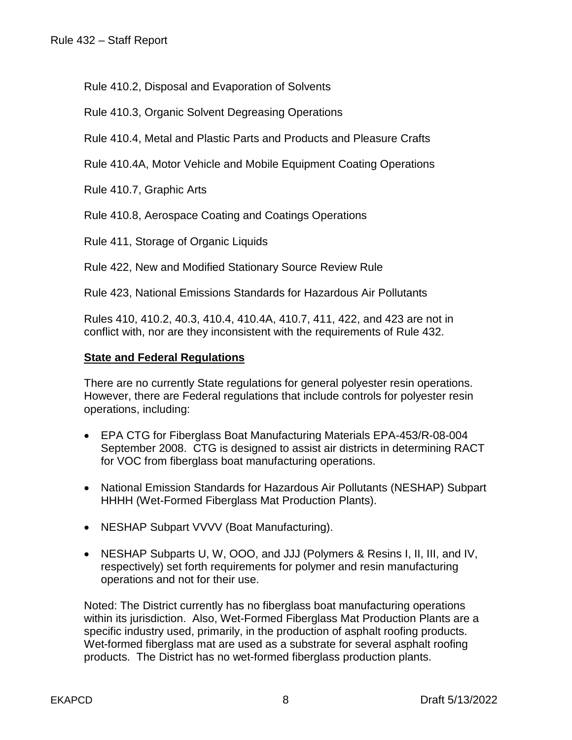Rule 410.2, Disposal and Evaporation of Solvents

Rule 410.3, Organic Solvent Degreasing Operations

Rule 410.4, Metal and Plastic Parts and Products and Pleasure Crafts

Rule 410.4A, Motor Vehicle and Mobile Equipment Coating Operations

Rule 410.7, Graphic Arts

Rule 410.8, Aerospace Coating and Coatings Operations

Rule 411, Storage of Organic Liquids

Rule 422, New and Modified Stationary Source Review Rule

Rule 423, National Emissions Standards for Hazardous Air Pollutants

Rules 410, 410.2, 40.3, 410.4, 410.4A, 410.7, 411, 422, and 423 are not in conflict with, nor are they inconsistent with the requirements of Rule 432.

**State and Federal Regulations**

There are no currently State regulations for general polyester resin operations. However, there are Federal regulations that include controls for polyester resin operations, including:

- EPA CTG for Fiberglass Boat Manufacturing Materials EPA-453/R-08-004 September 2008. CTG is designed to assist air districts in determining RACT for VOC from fiberglass boat manufacturing operations.
- National Emission Standards for Hazardous Air Pollutants (NESHAP) Subpart HHHH (Wet-Formed Fiberglass Mat Production Plants).
- NESHAP Subpart VVVV (Boat Manufacturing).
- NESHAP Subparts U, W, OOO, and JJJ (Polymers & Resins I, II, III, and IV, respectively) set forth requirements for polymer and resin manufacturing operations and not for their use.

Noted: The District currently has no fiberglass boat manufacturing operations within its jurisdiction. Also, Wet-Formed Fiberglass Mat Production Plants are a specific industry used, primarily, in the production of asphalt roofing products. Wet-formed fiberglass mat are used as a substrate for several asphalt roofing products. The District has no wet-formed fiberglass production plants.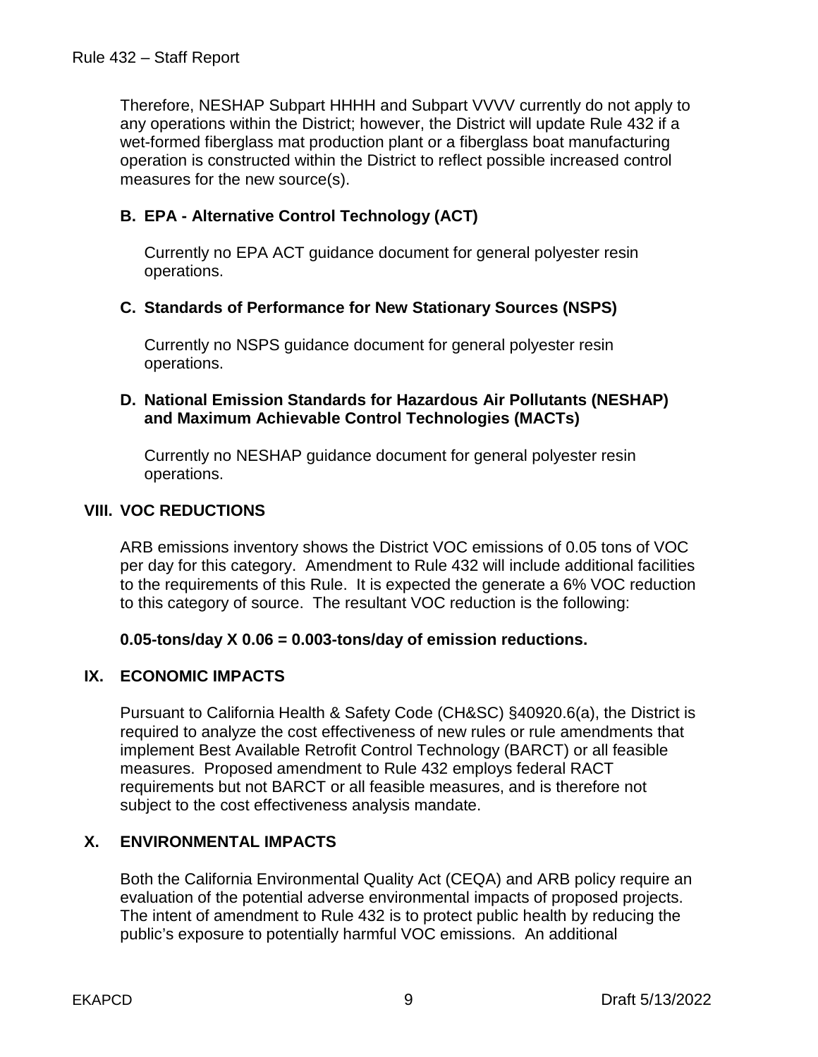Therefore, NESHAP Subpart HHHH and Subpart VVVV currently do not apply to any operations within the District; however, the District will update Rule 432 if a wet-formed fiberglass mat production plant or a fiberglass boat manufacturing operation is constructed within the District to reflect possible increased control measures for the new source(s).

### B. EPA - Alternative Control Technology (ACT)

Currently no EPA ACT guidance document for general polyester resin operations.

### C. Standards of Performance for New Stationary Sources (NSPS)

Currently no NSPS guidance document for general polyester resin operations.

### D. National Emission Standards for Hazardous Air Pollutants (NESHAP) and Maximum Achievable Control Technologies (MACTs)

Currently no NESHAP guidance document for general polyester resin operations.

## VIII. VOC REDUCTIONS

ARB emissions inventory shows the District VOC emissions of 0.05 tons of VOC per day for this category. Amendment to Rule 432 will include additional facilities to the requirements of this Rule. It is expected the generate a 6% VOC reduction to this category of source. The resultant VOC reduction is the following:

**0.05-tons/day X 0.06 = 0.003-tons/day of emission reductions.**

## IX. ECONOMIC IMPACTS

Pursuant to California Health & Safety Code (CH&SC) §40920.6(a), the District is required to analyze the cost effectiveness of new rules or rule amendments that implement Best Available Retrofit Control Technology (BARCT) or all feasible measures. Proposed amendment to Rule 432 employs federal RACT requirements but not BARCT or all feasible measures, and is therefore not subject to the cost effectiveness analysis mandate.

## X. ENVIRONMENTAL IMPACTS

Both the California Environmental Quality Act (CEQA) and ARB policy require an evaluation of the potential adverse environmental impacts of proposed projects. The intent of amendment to Rule 432 is to protect public health by reducing the public's exposure to potentially harmful VOC emissions. An additional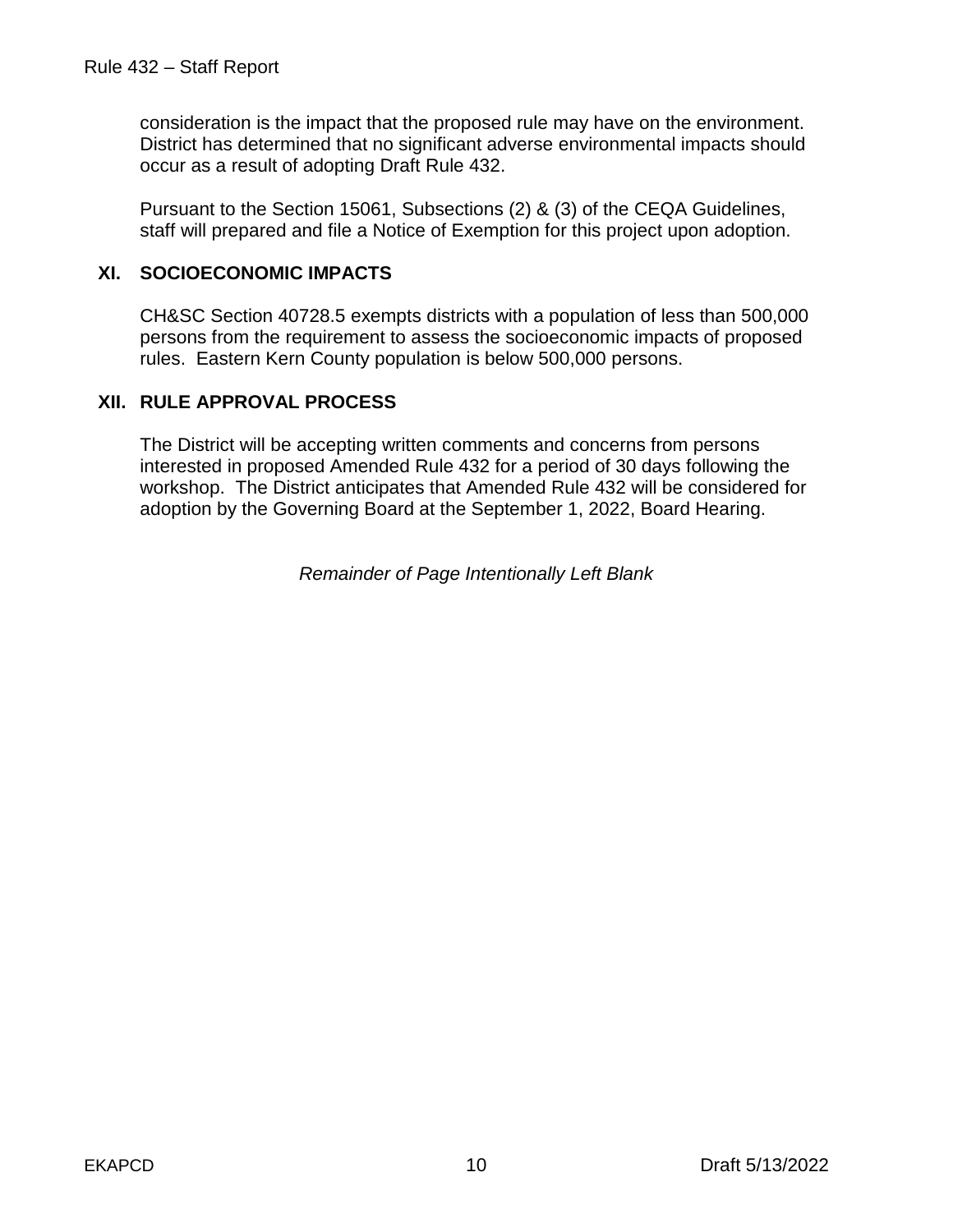consideration is the impact that the proposed rule may have on the environment. District has determined that no significant adverse environmental impacts should occur as a result of adopting Draft Rule 432.

Pursuant to the Section 15061, Subsections (2) & (3) of the CEQA Guidelines, staff will prepared and file a Notice of Exemption for this project upon adoption.

## XI. SOCIOECONOMIC IMPACTS

CH&SC Section 40728.5 exempts districts with a population of less than 500,000 persons from the requirement to assess the socioeconomic impacts of proposed rules. Eastern Kern County population is below 500,000 persons.

## XII. RULE APPROVAL PROCESS

The District will be accepting written comments and concerns from persons interested in proposed Amended Rule 432 for a period of 30 days following the workshop. The District anticipates that Amended Rule 432 will be considered for adoption by the Governing Board at the September 1, 2022, Board Hearing.

*Remainder of Page Intentionally Left Blank*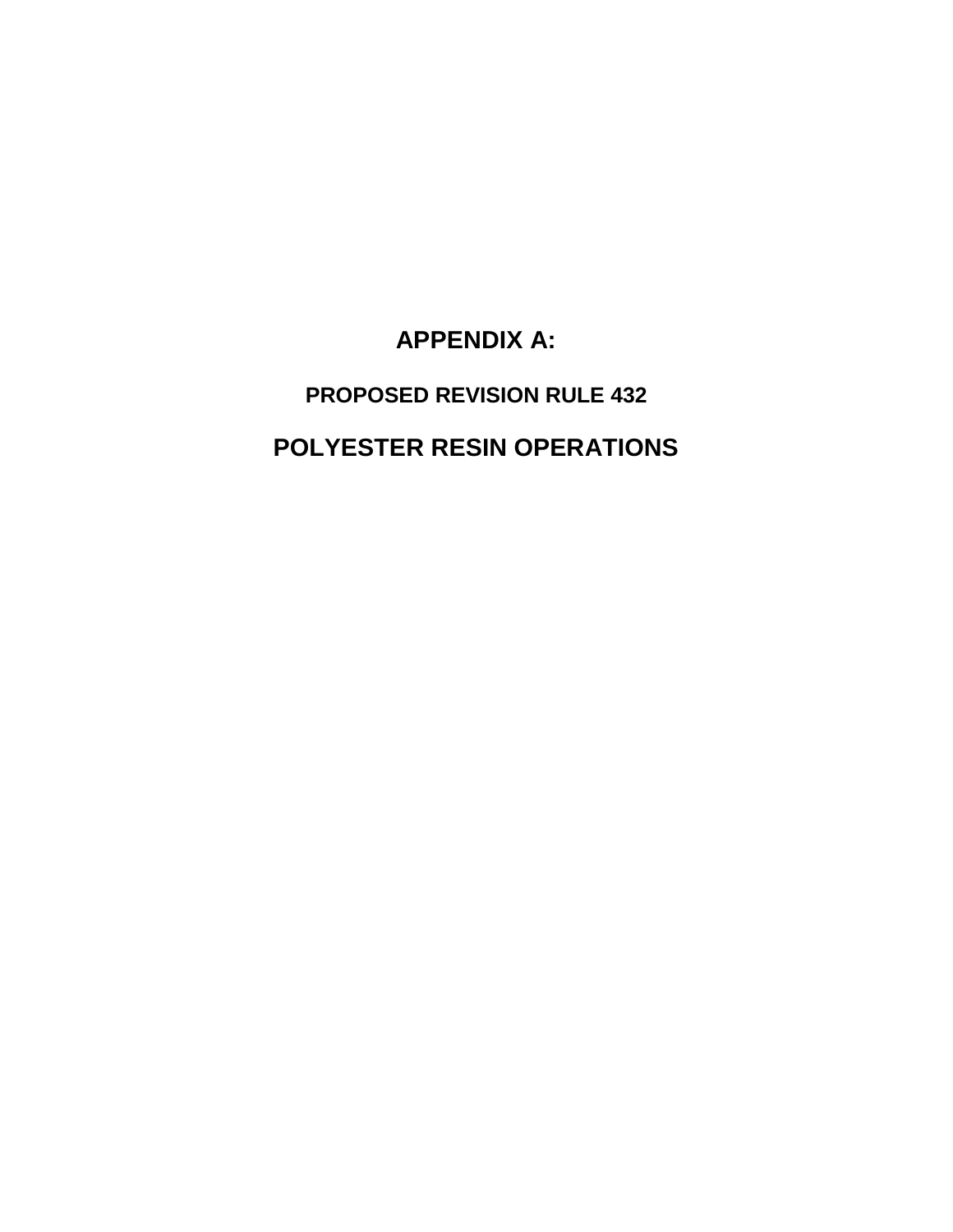# APPENDIX A:

## PROPOSED REVISION RULE 432

# POLYESTER RESIN OPERATIONS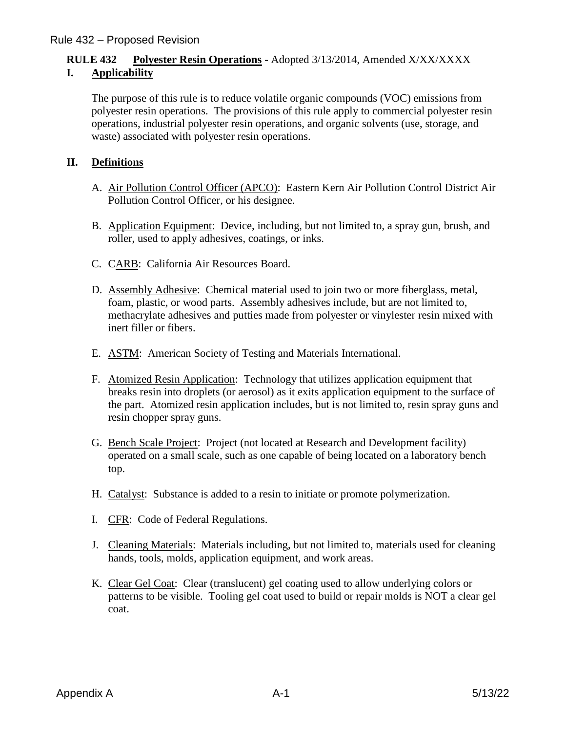Rule 432 – Proposed Revision

**RULE 432 Polyester Resin Operations** - Adopted 3/13/2014, Amended X/XX/XXXX

## I. Applicability

The purpose of this rule is to reduce volatile organic compounds (VOC) emissions from polyester resin operations. The provisions of this rule apply to commercial polyester resin operations, industrial polyester resin operations, and organic solvents (use, storage, and waste) associated with polyester resin operations.

## II. Definitions

A. Air Pollution Control Officer (APCO): Eastern Kern Air Pollution Control District Air Pollution Control Officer, or his designee.

B. Application Equipment: Device, including, but not limited to, a spray gun, brush, and roller, used to apply adhesives, coatings, or inks.

C. CARB: California Air Resources Board.

D. Assembly Adhesive: Chemical material used to join two or more fiberglass, metal, foam, plastic, or wood parts. Assembly adhesives include, but are not limited to, methacrylate adhesives and putties made from polyester or vinylester resin mixed with inert filler or fibers.

E. ASTM: American Society of Testing and Materials International.

F. Atomized Resin Application: Technology that utilizes application equipment that breaks resin into droplets (or aerosol) as it exits application equipment to the surface of the part. Atomized resin application includes, but is not limited to, resin spray guns and resin chopper spray guns.

G. Bench Scale Project: Project (not located at Research and Development facility) operated on a small scale, such as one capable of being located on a laboratory bench top.

H. Catalyst: Substance is added to a resin to initiate or promote polymerization.

I. CFR: Code of Federal Regulations.

J. Cleaning Materials: Materials including, but not limited to, materials used for cleaning hands, tools, molds, application equipment, and work areas.

K. Clear Gel Coat: Clear (translucent) gel coating used to allow underlying colors or patterns to be visible. Tooling gel coat used to build or repair molds is NOT a clear gel coat.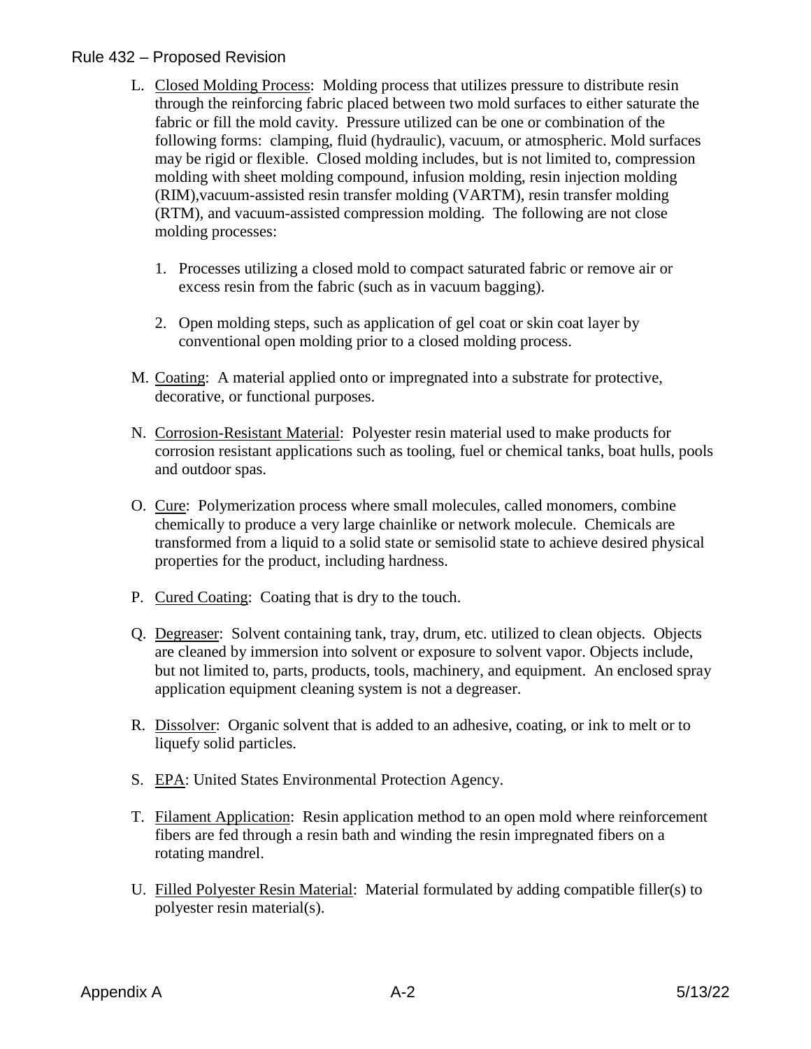L. Closed Molding Process: Molding process that utilizes pressure to distribute resin through the reinforcing fabric placed between two mold surfaces to either saturate the fabric or fill the mold cavity. Pressure utilized can be one or combination of the following forms: clamping, fluid (hydraulic), vacuum, or atmospheric. Mold surfaces may be rigid or flexible. Closed molding includes, but is not limited to, compression molding with sheet molding compound, infusion molding, resin injection molding (RIM),vacuum-assisted resin transfer molding (VARTM), resin transfer molding (RTM), and vacuum-assisted compression molding. The following are not close molding processes:

   1. Processes utilizing a closed mold to compact saturated fabric or remove air or excess resin from the fabric (such as in vacuum bagging).

   2. Open molding steps, such as application of gel coat or skin coat layer by conventional open molding prior to a closed molding process.

M. Coating: A material applied onto or impregnated into a substrate for protective, decorative, or functional purposes.

N. Corrosion-Resistant Material: Polyester resin material used to make products for corrosion resistant applications such as tooling, fuel or chemical tanks, boat hulls, pools and outdoor spas.

O. Cure: Polymerization process where small molecules, called monomers, combine chemically to produce a very large chainlike or network molecule. Chemicals are transformed from a liquid to a solid state or semisolid state to achieve desired physical properties for the product, including hardness.

P. Cured Coating: Coating that is dry to the touch.

Q. Degreaser: Solvent containing tank, tray, drum, etc. utilized to clean objects. Objects are cleaned by immersion into solvent or exposure to solvent vapor. Objects include, but not limited to, parts, products, tools, machinery, and equipment. An enclosed spray application equipment cleaning system is not a degreaser.

R. Dissolver: Organic solvent that is added to an adhesive, coating, or ink to melt or to liquefy solid particles.

S. EPA: United States Environmental Protection Agency.

T. Filament Application: Resin application method to an open mold where reinforcement fibers are fed through a resin bath and winding the resin impregnated fibers on a rotating mandrel.

U. Filled Polyester Resin Material: Material formulated by adding compatible filler(s) to polyester resin material(s).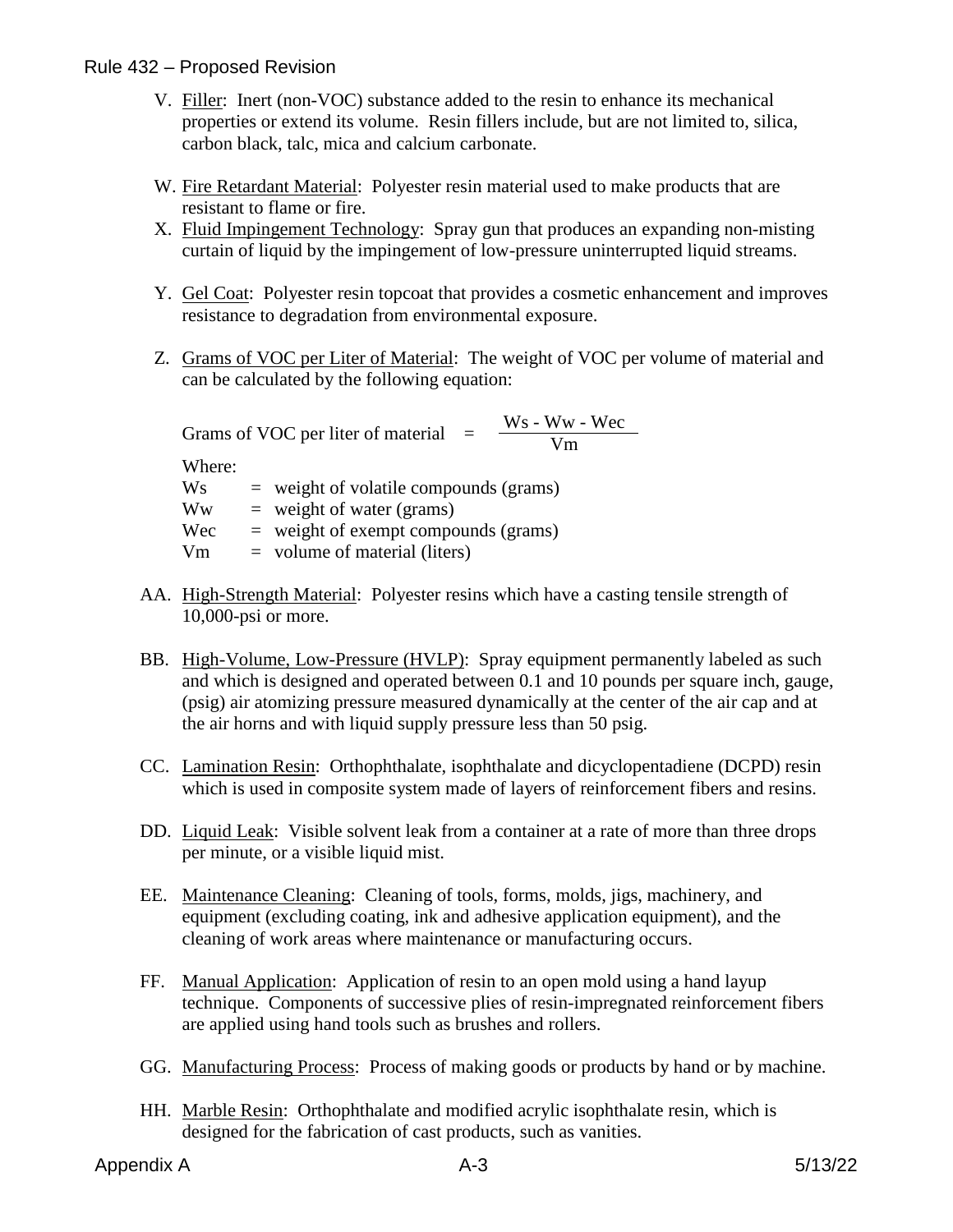V. Filter: Inert (non-VOC) substance added to the resin to enhance its mechanical properties or extend its volume. Resin fillers include, but are not limited to, silica, carbon black, talc, mica and calcium carbonate.

W. Fire Retardant Material: Polyester resin material used to make products that are resistant to flame or fire.

X. Fluid Impingement Technology: Spray gun that produces an expanding non-misting curtain of liquid by the impingement of low-pressure uninterrupted liquid streams.

Y. Gel Coat: Polyester resin topcoat that provides a cosmetic enhancement and improves resistance to degradation from environmental exposure.

Z. Grams of VOC per Liter of Material: The weight of VOC per volume of material and can be calculated by the following equation:

$$\text{Grams of VOC per liter of material} = \frac{Ws - Ww - Wec}{Vm}$$

Where:

Ws = weight of volatile compounds (grams)
Ww = weight of water (grams)
Wec = weight of exempt compounds (grams)
Vm = volume of material (liters)

AA. High-Strength Material: Polyester resins which have a casting tensile strength of 10,000-psi or more.

BB. High-Volume, Low-Pressure (HVLP): Spray equipment permanently labeled as such and which is designed and operated between 0.1 and 10 pounds per square inch, gauge, (psig) air atomizing pressure measured dynamically at the center of the air cap and at the air horns and with liquid supply pressure less than 50 psig.

CC. Lamination Resin: Orthophthalate, isophthalate and dicyclopentadiene (DCPD) resin which is used in composite system made of layers of reinforcement fibers and resins.

DD. Liquid Leak: Visible solvent leak from a container at a rate of more than three drops per minute, or a visible liquid mist.

EE. Maintenance Cleaning: Cleaning of tools, forms, molds, jigs, machinery, and equipment (excluding coating, ink and adhesive application equipment), and the cleaning of work areas where maintenance or manufacturing occurs.

FF. Manual Application: Application of resin to an open mold using a hand layup technique. Components of successive plies of resin-impregnated reinforcement fibers are applied using hand tools such as brushes and rollers.

GG. Manufacturing Process: Process of making goods or products by hand or by machine.

HH. Marble Resin: Orthophthalate and modified acrylic isophthalate resin, which is designed for the fabrication of cast products, such as vanities.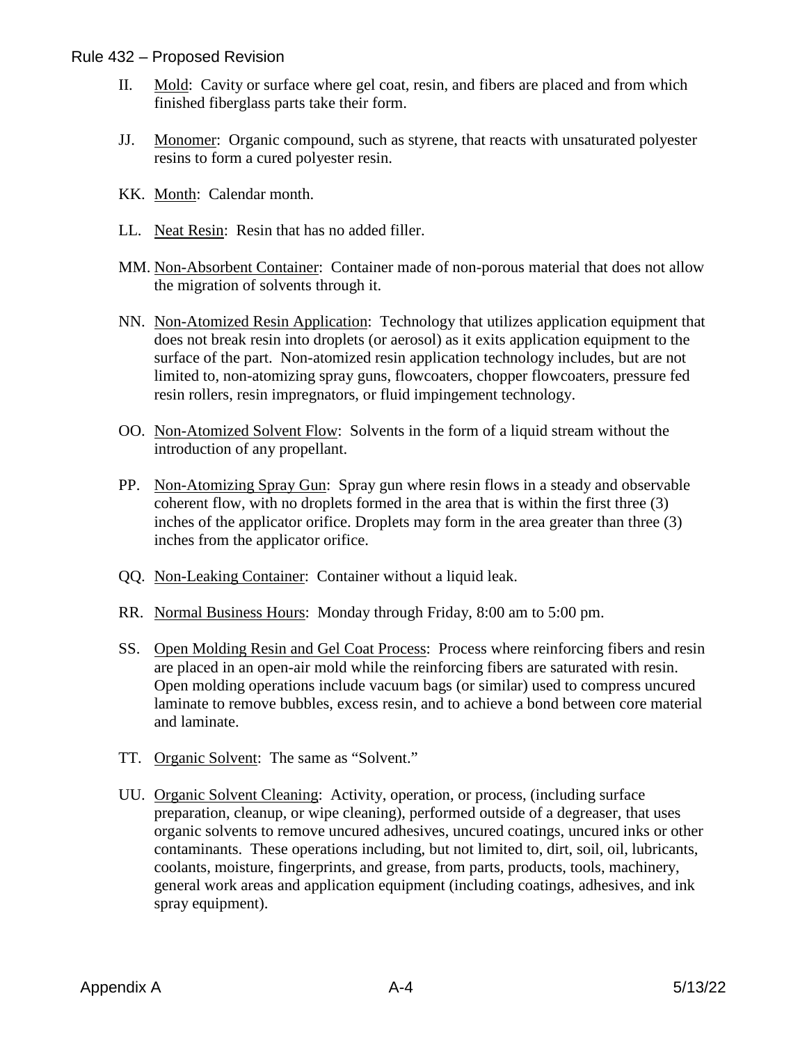II. Mold: Cavity or surface where gel coat, resin, and fibers are placed and from which finished fiberglass parts take their form.

JJ. Monomer: Organic compound, such as styrene, that reacts with unsaturated polyester resins to form a cured polyester resin.

KK. Month: Calendar month.

LL. Neat Resin: Resin that has no added filler.

MM. Non-Absorbent Container: Container made of non-porous material that does not allow the migration of solvents through it.

NN. Non-Atomized Resin Application: Technology that utilizes application equipment that does not break resin into droplets (or aerosol) as it exits application equipment to the surface of the part. Non-atomized resin application technology includes, but are not limited to, non-atomizing spray guns, flowcoaters, chopper flowcoaters, pressure fed resin rollers, resin impregnators, or fluid impingement technology.

OO. Non-Atomized Solvent Flow: Solvents in the form of a liquid stream without the introduction of any propellant.

PP. Non-Atomizing Spray Gun: Spray gun where resin flows in a steady and observable coherent flow, with no droplets formed in the area that is within the first three (3) inches of the applicator orifice. Droplets may form in the area greater than three (3) inches from the applicator orifice.

QQ. Non-Leaking Container: Container without a liquid leak.

RR. Normal Business Hours: Monday through Friday, 8:00 am to 5:00 pm.

SS. Open Molding Resin and Gel Coat Process: Process where reinforcing fibers and resin are placed in an open-air mold while the reinforcing fibers are saturated with resin. Open molding operations include vacuum bags (or similar) used to compress uncured laminate to remove bubbles, excess resin, and to achieve a bond between core material and laminate.

TT. Organic Solvent: The same as "Solvent."

UU. Organic Solvent Cleaning: Activity, operation, or process, (including surface preparation, cleanup, or wipe cleaning), performed outside of a degreaser, that uses organic solvents to remove uncured adhesives, uncured coatings, uncured inks or other contaminants. These operations including, but not limited to, dirt, soil, oil, lubricants, coolants, moisture, fingerprints, and grease, from parts, products, tools, machinery, general work areas and application equipment (including coatings, adhesives, and ink spray equipment).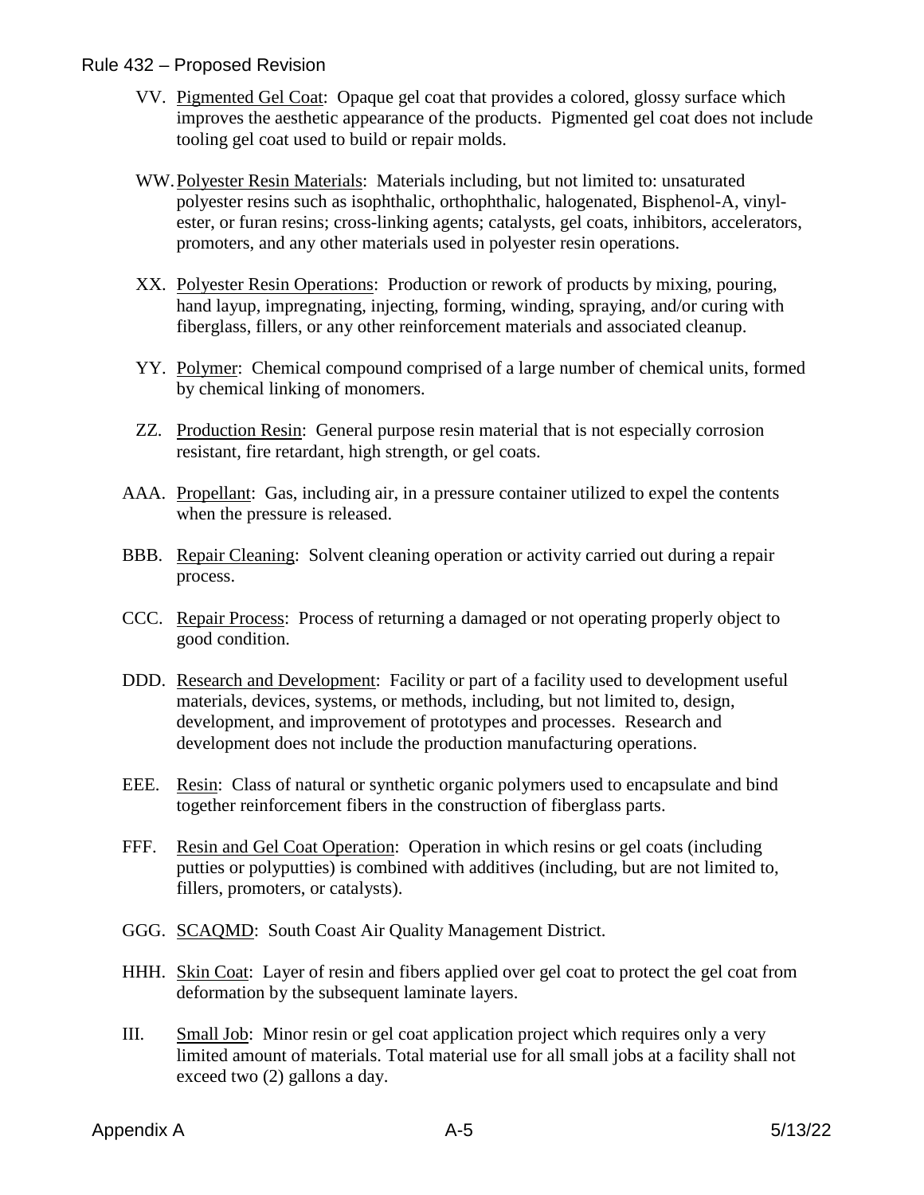VV. Pigmented Gel Coat: Opaque gel coat that provides a colored, glossy surface which improves the aesthetic appearance of the products. Pigmented gel coat does not include tooling gel coat used to build or repair molds.

WW. Polyester Resin Materials: Materials including, but not limited to: unsaturated polyester resins such as isophthalic, orthophthalic, halogenated, Bisphenol-A, vinyl-ester, or furan resins; cross-linking agents; catalysts, gel coats, inhibitors, accelerators, promoters, and any other materials used in polyester resin operations.

XX. Polyester Resin Operations: Production or rework of products by mixing, pouring, hand layup, impregnating, injecting, forming, winding, spraying, and/or curing with fiberglass, fillers, or any other reinforcement materials and associated cleanup.

YY. Polymer: Chemical compound comprised of a large number of chemical units, formed by chemical linking of monomers.

ZZ. Production Resin: General purpose resin material that is not especially corrosion resistant, fire retardant, high strength, or gel coats.

AAA. Propellant: Gas, including air, in a pressure container utilized to expel the contents when the pressure is released.

BBB. Repair Cleaning: Solvent cleaning operation or activity carried out during a repair process.

CCC. Repair Process: Process of returning a damaged or not operating properly object to good condition.

DDD. Research and Development: Facility or part of a facility used to development useful materials, devices, systems, or methods, including, but not limited to, design, development, and improvement of prototypes and processes. Research and development does not include the production manufacturing operations.

EEE. Resin: Class of natural or synthetic organic polymers used to encapsulate and bind together reinforcement fibers in the construction of fiberglass parts.

FFF. Resin and Gel Coat Operation: Operation in which resins or gel coats (including putties or polyputties) is combined with additives (including, but are not limited to, fillers, promoters, or catalysts).

GGG. SCAQMD: South Coast Air Quality Management District.

HHH. Skin Coat: Layer of resin and fibers applied over gel coat to protect the gel coat from deformation by the subsequent laminate layers.

III. Small Job: Minor resin or gel coat application project which requires only a very limited amount of materials. Total material use for all small jobs at a facility shall not exceed two (2) gallons a day.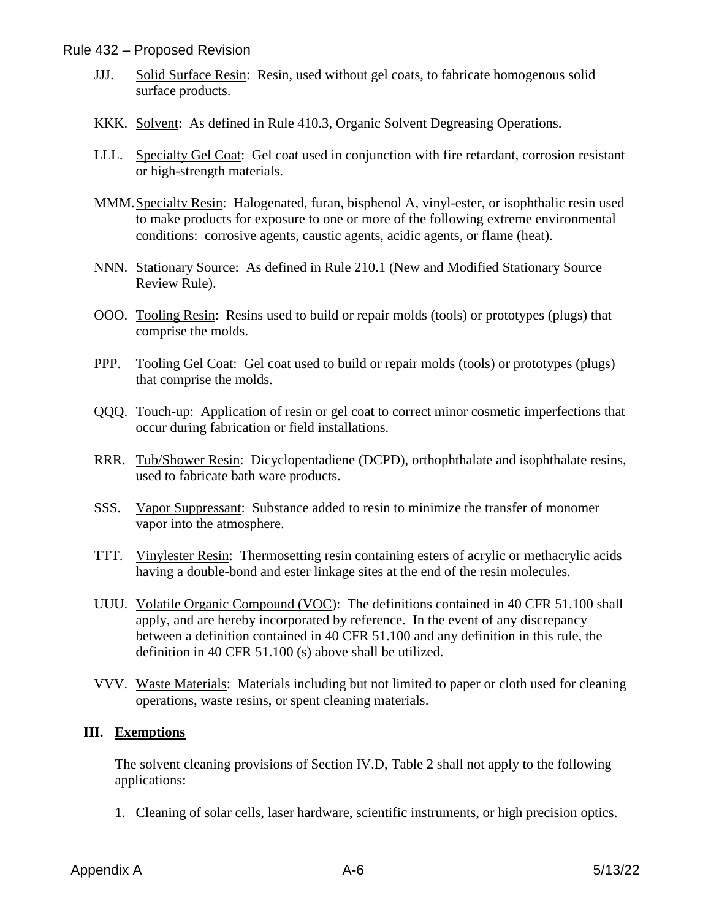JJJ. <u>Solid Surface Resin</u>: Resin, used without gel coats, to fabricate homogenous solid surface products.

KKK. <u>Solvent</u>: As defined in Rule 410.3, Organic Solvent Degreasing Operations.

LLL. <u>Specialty Gel Coat</u>: Gel coat used in conjunction with fire retardant, corrosion resistant or high-strength materials.

MMM. <u>Specialty Resin</u>: Halogenated, furan, bisphenol A, vinyl-ester, or isophthalic resin used to make products for exposure to one or more of the following extreme environmental conditions: corrosive agents, caustic agents, acidic agents, or flame (heat).

NNN. <u>Stationary Source</u>: As defined in Rule 210.1 (New and Modified Stationary Source Review Rule).

OOO. <u>Tooling Resin</u>: Resins used to build or repair molds (tools) or prototypes (plugs) that comprise the molds.

PPP. <u>Tooling Gel Coat</u>: Gel coat used to build or repair molds (tools) or prototypes (plugs) that comprise the molds.

QQQ. <u>Touch-up</u>: Application of resin or gel coat to correct minor cosmetic imperfections that occur during fabrication or field installations.

RRR. <u>Tub/Shower Resin</u>: Dicyclopentadiene (DCPD), orthophthalate and isophthalate resins, used to fabricate bath ware products.

SSS. <u>Vapor Suppressant</u>: Substance added to resin to minimize the transfer of monomer vapor into the atmosphere.

TTT. <u>Vinylester Resin</u>: Thermosetting resin containing esters of acrylic or methacrylic acids having a double-bond and ester linkage sites at the end of the resin molecules.

UUU. <u>Volatile Organic Compound (VOC)</u>: The definitions contained in 40 CFR 51.100 shall apply, and are hereby incorporated by reference. In the event of any discrepancy between a definition contained in 40 CFR 51.100 and any definition in this rule, the definition in 40 CFR 51.100 (s) above shall be utilized.

VVV. <u>Waste Materials</u>: Materials including but not limited to paper or cloth used for cleaning operations, waste resins, or spent cleaning materials.

## III. Exemptions

The solvent cleaning provisions of Section IV.D, Table 2 shall not apply to the following applications:

1. Cleaning of solar cells, laser hardware, scientific instruments, or high precision optics.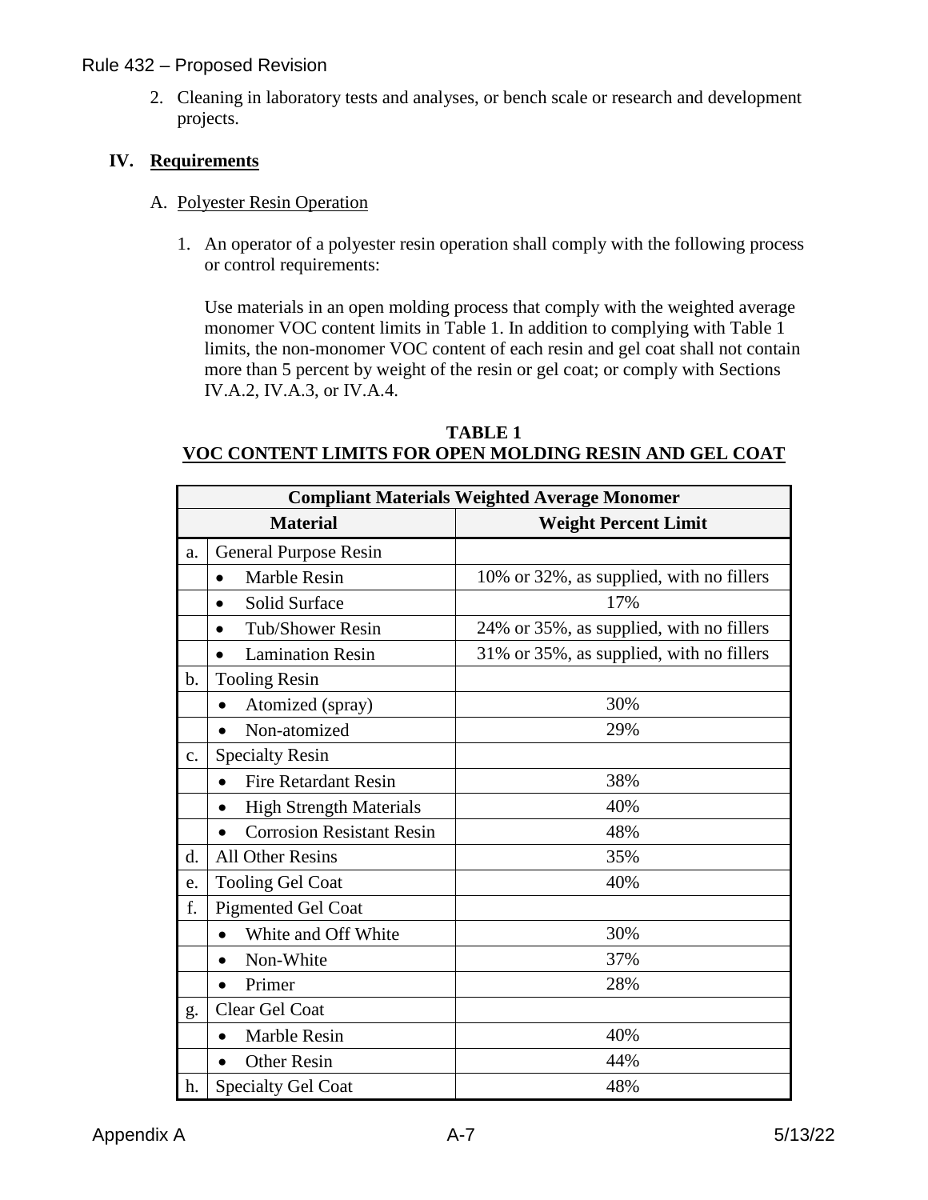2. Cleaning in laboratory tests and analyses, or bench scale or research and development projects.

## IV. Requirements

### A. Polyester Resin Operation

1. An operator of a polyester resin operation shall comply with the following process or control requirements:

   Use materials in an open molding process that comply with the weighted average monomer VOC content limits in Table 1. In addition to complying with Table 1 limits, the non-monomer VOC content of each resin and gel coat shall not contain more than 5 percent by weight of the resin or gel coat; or comply with Sections IV.A.2, IV.A.3, or IV.A.4.

**TABLE 1**
**VOC CONTENT LIMITS FOR OPEN MOLDING RESIN AND GEL COAT**

| Compliant Materials Weighted Average Monomer | | |
|---|---|---|
| **Material** | | **Weight Percent Limit** |
| a. | General Purpose Resin | |
| | • Marble Resin | 10% or 32%, as supplied, with no fillers |
| | • Solid Surface | 17% |
| | • Tub/Shower Resin | 24% or 35%, as supplied, with no fillers |
| | • Lamination Resin | 31% or 35%, as supplied, with no fillers |
| b. | Tooling Resin | |
| | • Atomized (spray) | 30% |
| | • Non-atomized | 29% |
| c. | Specialty Resin | |
| | • Fire Retardant Resin | 38% |
| | • High Strength Materials | 40% |
| | • Corrosion Resistant Resin | 48% |
| d. | All Other Resins | 35% |
| e. | Tooling Gel Coat | 40% |
| f. | Pigmented Gel Coat | |
| | • White and Off White | 30% |
| | • Non-White | 37% |
| | • Primer | 28% |
| g. | Clear Gel Coat | |
| | • Marble Resin | 40% |
| | • Other Resin | 44% |
| h. | Specialty Gel Coat | 48% |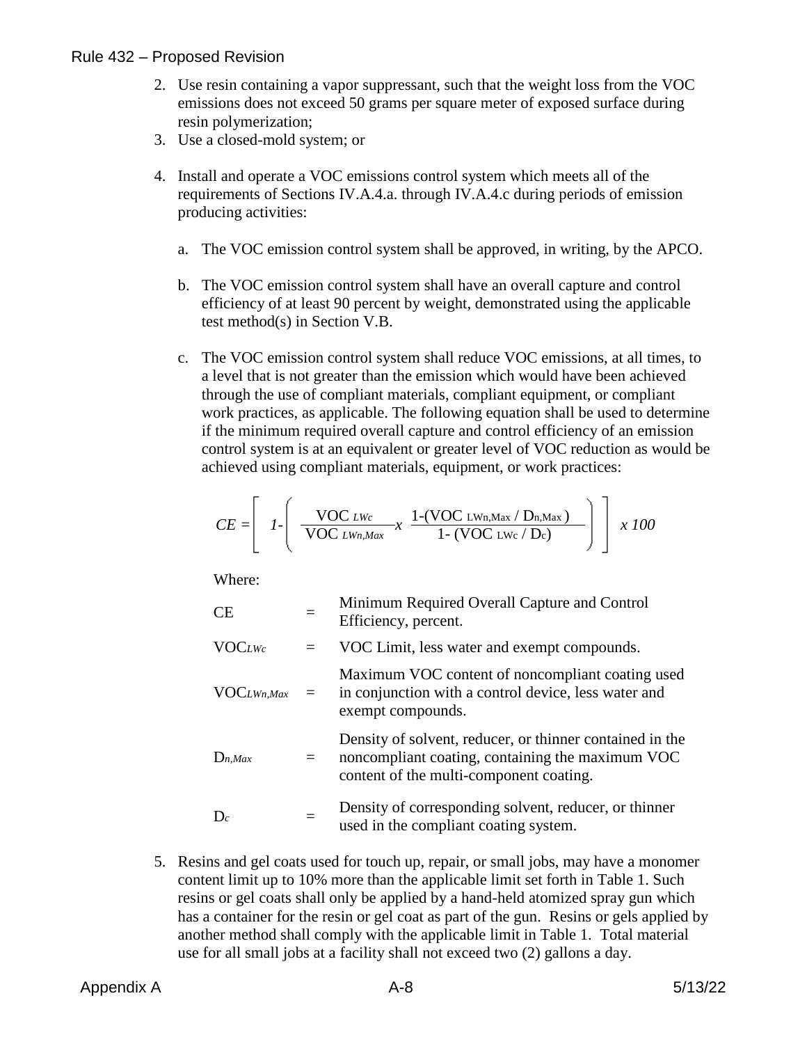2. Use resin containing a vapor suppressant, such that the weight loss from the VOC emissions does not exceed 50 grams per square meter of exposed surface during resin polymerization;
3. Use a closed-mold system; or
4. Install and operate a VOC emissions control system which meets all of the requirements of Sections IV.A.4.a. through IV.A.4.c during periods of emission producing activities:

   a. The VOC emission control system shall be approved, in writing, by the APCO.

   b. The VOC emission control system shall have an overall capture and control efficiency of at least 90 percent by weight, demonstrated using the applicable test method(s) in Section V.B.

   c. The VOC emission control system shall reduce VOC emissions, at all times, to a level that is not greater than the emission which would have been achieved through the use of compliant materials, compliant equipment, or compliant work practices, as applicable. The following equation shall be used to determine if the minimum required overall capture and control efficiency of an emission control system is at an equivalent or greater level of VOC reduction as would be achieved using compliant materials, equipment, or work practices:

$$CE = \left[ 1 - \left( \frac{VOC_{LWc}}{VOC_{LWn,Max}} x \frac{1-(VOC_{LWn,Max} / D_{n,Max})}{1-(VOC_{LWc} / D_c)} \right) \right] x\ 100$$

   Where:

   | | | |
   |---|---|---|
   | CE | = | Minimum Required Overall Capture and Control Efficiency, percent. |
   | $VOC_{LWc}$ | = | VOC Limit, less water and exempt compounds. |
   | $VOC_{LWn,Max}$ | = | Maximum VOC content of noncompliant coating used in conjunction with a control device, less water and exempt compounds. |
   | $D_{n,Max}$ | = | Density of solvent, reducer, or thinner contained in the noncompliant coating, containing the maximum VOC content of the multi-component coating. |
   | $D_c$ | = | Density of corresponding solvent, reducer, or thinner used in the compliant coating system. |

5. Resins and gel coats used for touch up, repair, or small jobs, may have a monomer content limit up to 10% more than the applicable limit set forth in Table 1. Such resins or gel coats shall only be applied by a hand-held atomized spray gun which has a container for the resin or gel coat as part of the gun. Resins or gels applied by another method shall comply with the applicable limit in Table 1. Total material use for all small jobs at a facility shall not exceed two (2) gallons a day.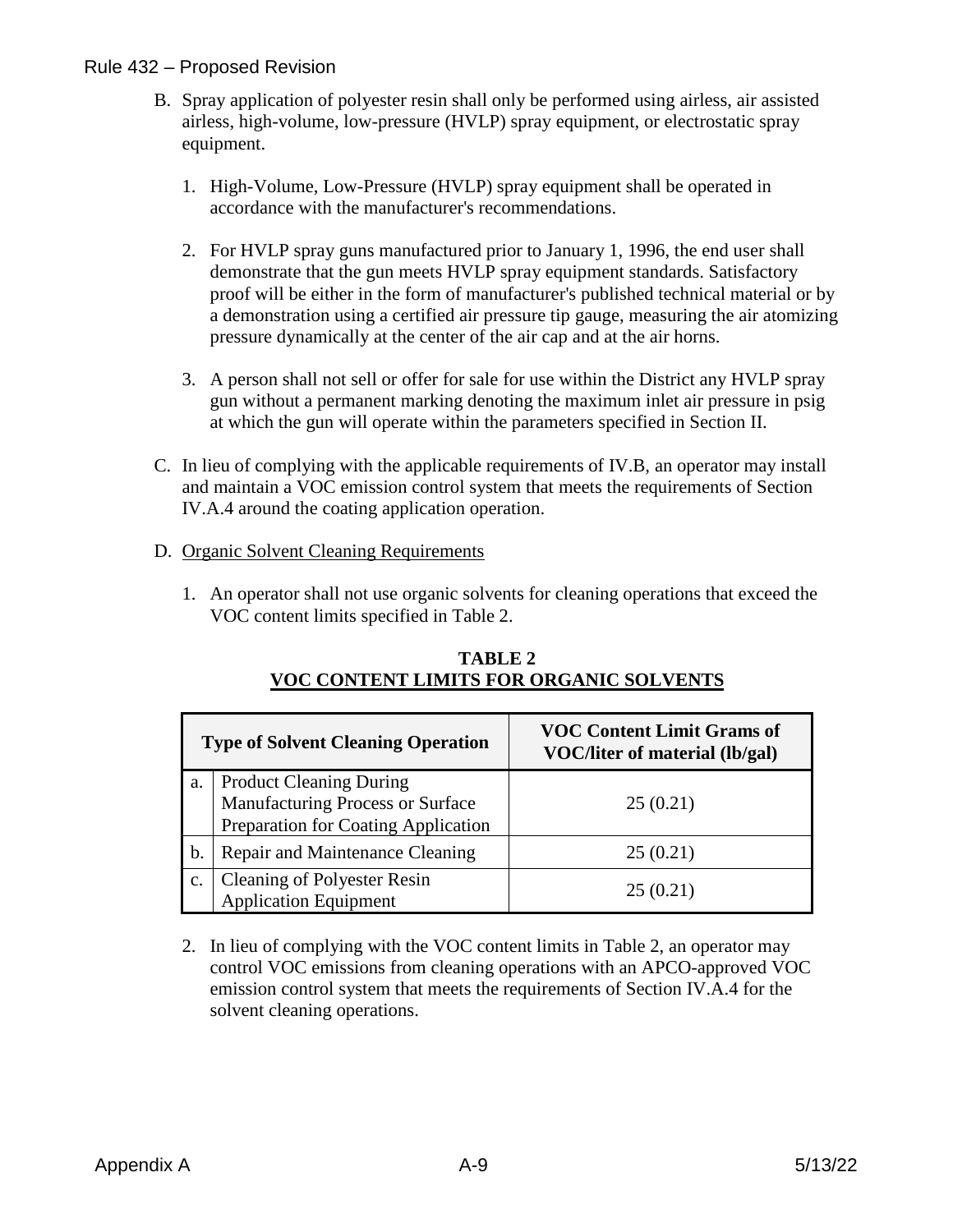B. Spray application of polyester resin shall only be performed using airless, air assisted airless, high-volume, low-pressure (HVLP) spray equipment, or electrostatic spray equipment.

   1. High-Volume, Low-Pressure (HVLP) spray equipment shall be operated in accordance with the manufacturer's recommendations.

   2. For HVLP spray guns manufactured prior to January 1, 1996, the end user shall demonstrate that the gun meets HVLP spray equipment standards. Satisfactory proof will be either in the form of manufacturer's published technical material or by a demonstration using a certified air pressure tip gauge, measuring the air atomizing pressure dynamically at the center of the air cap and at the air horns.

   3. A person shall not sell or offer for sale for use within the District any HVLP spray gun without a permanent marking denoting the maximum inlet air pressure in psig at which the gun will operate within the parameters specified in Section II.

C. In lieu of complying with the applicable requirements of IV.B, an operator may install and maintain a VOC emission control system that meets the requirements of Section IV.A.4 around the coating application operation.

D. <u>Organic Solvent Cleaning Requirements</u>

   1. An operator shall not use organic solvents for cleaning operations that exceed the VOC content limits specified in Table 2.

**TABLE 2**
**VOC CONTENT LIMITS FOR ORGANIC SOLVENTS**

| | Type of Solvent Cleaning Operation | VOC Content Limit Grams of VOC/liter of material (lb/gal) |
|---|---|---|
| a. | Product Cleaning During Manufacturing Process or Surface Preparation for Coating Application | 25 (0.21) |
| b. | Repair and Maintenance Cleaning | 25 (0.21) |
| c. | Cleaning of Polyester Resin Application Equipment | 25 (0.21) |

   2. In lieu of complying with the VOC content limits in Table 2, an operator may control VOC emissions from cleaning operations with an APCO-approved VOC emission control system that meets the requirements of Section IV.A.4 for the solvent cleaning operations.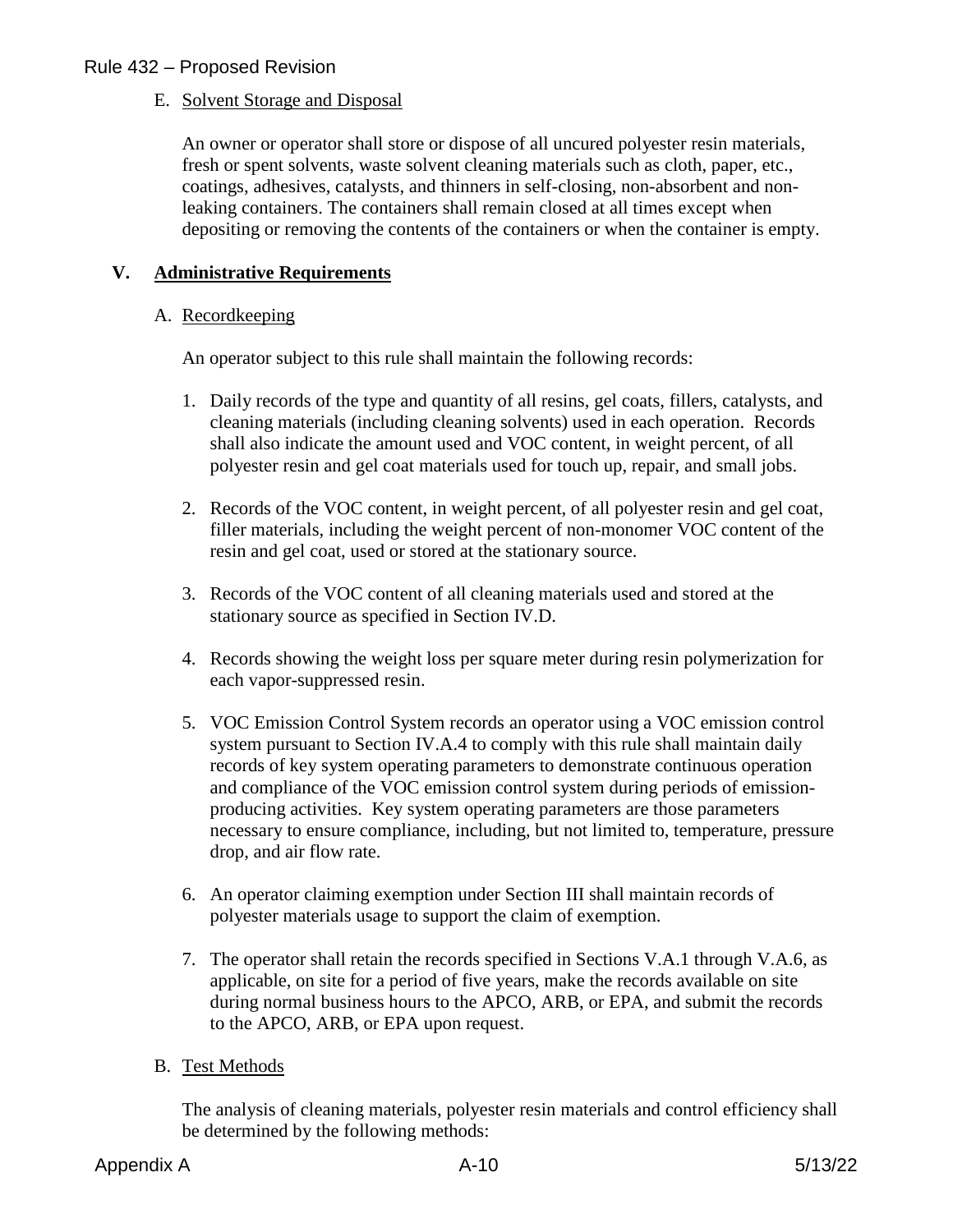E. Solvent Storage and Disposal

An owner or operator shall store or dispose of all uncured polyester resin materials, fresh or spent solvents, waste solvent cleaning materials such as cloth, paper, etc., coatings, adhesives, catalysts, and thinners in self-closing, non-absorbent and non-leaking containers. The containers shall remain closed at all times except when depositing or removing the contents of the containers or when the container is empty.

## V. Administrative Requirements

A. Recordkeeping

An operator subject to this rule shall maintain the following records:

1. Daily records of the type and quantity of all resins, gel coats, fillers, catalysts, and cleaning materials (including cleaning solvents) used in each operation. Records shall also indicate the amount used and VOC content, in weight percent, of all polyester resin and gel coat materials used for touch up, repair, and small jobs.

2. Records of the VOC content, in weight percent, of all polyester resin and gel coat, filler materials, including the weight percent of non-monomer VOC content of the resin and gel coat, used or stored at the stationary source.

3. Records of the VOC content of all cleaning materials used and stored at the stationary source as specified in Section IV.D.

4. Records showing the weight loss per square meter during resin polymerization for each vapor-suppressed resin.

5. VOC Emission Control System records an operator using a VOC emission control system pursuant to Section IV.A.4 to comply with this rule shall maintain daily records of key system operating parameters to demonstrate continuous operation and compliance of the VOC emission control system during periods of emission-producing activities. Key system operating parameters are those parameters necessary to ensure compliance, including, but not limited to, temperature, pressure drop, and air flow rate.

6. An operator claiming exemption under Section III shall maintain records of polyester materials usage to support the claim of exemption.

7. The operator shall retain the records specified in Sections V.A.1 through V.A.6, as applicable, on site for a period of five years, make the records available on site during normal business hours to the APCO, ARB, or EPA, and submit the records to the APCO, ARB, or EPA upon request.

B. Test Methods

The analysis of cleaning materials, polyester resin materials and control efficiency shall be determined by the following methods: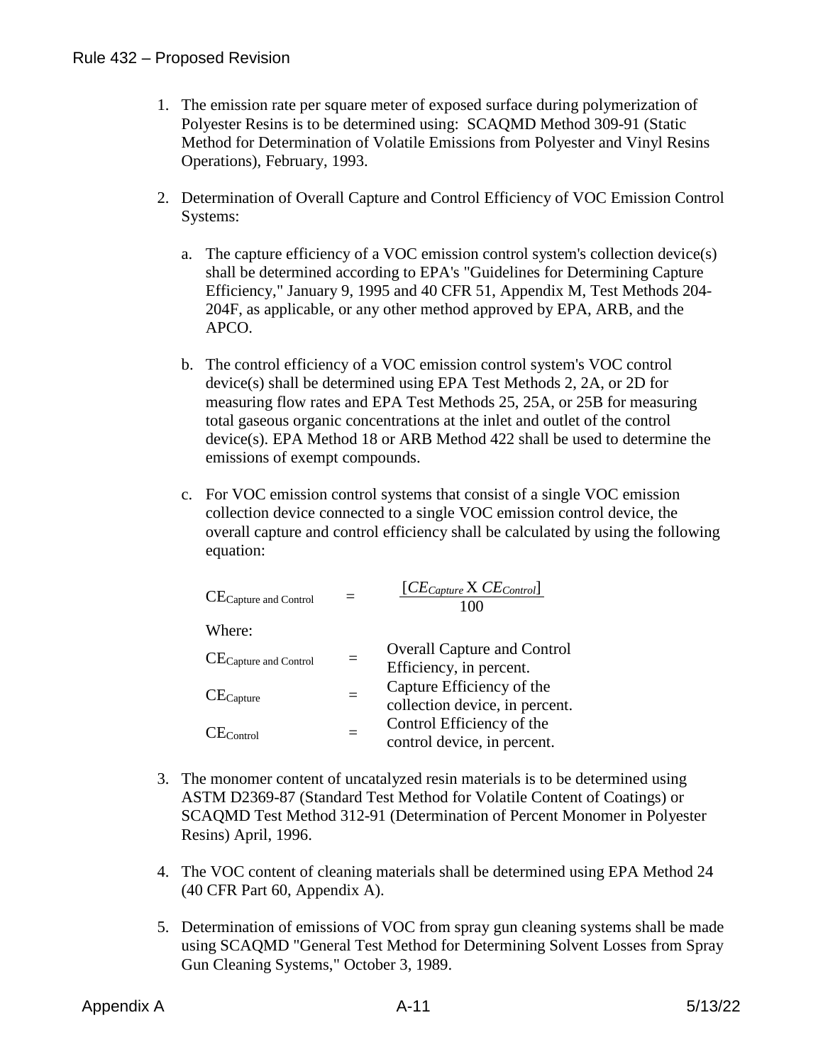1. The emission rate per square meter of exposed surface during polymerization of Polyester Resins is to be determined using: SCAQMD Method 309-91 (Static Method for Determination of Volatile Emissions from Polyester and Vinyl Resins Operations), February, 1993.

2. Determination of Overall Capture and Control Efficiency of VOC Emission Control Systems:

   a. The capture efficiency of a VOC emission control system's collection device(s) shall be determined according to EPA's "Guidelines for Determining Capture Efficiency," January 9, 1995 and 40 CFR 51, Appendix M, Test Methods 204-204F, as applicable, or any other method approved by EPA, ARB, and the APCO.

   b. The control efficiency of a VOC emission control system's VOC control device(s) shall be determined using EPA Test Methods 2, 2A, or 2D for measuring flow rates and EPA Test Methods 25, 25A, or 25B for measuring total gaseous organic concentrations at the inlet and outlet of the control device(s). EPA Method 18 or ARB Method 422 shall be used to determine the emissions of exempt compounds.

   c. For VOC emission control systems that consist of a single VOC emission collection device connected to a single VOC emission control device, the overall capture and control efficiency shall be calculated by using the following equation:

$$CE_{\text{Capture and Control}} = \frac{[CE_{Capture} \text{ X } CE_{Control}]}{100}$$

Where:

$CE_{\text{Capture and Control}}$ = Overall Capture and Control Efficiency, in percent.

$CE_{\text{Capture}}$ = Capture Efficiency of the collection device, in percent.

$CE_{\text{Control}}$ = Control Efficiency of the control device, in percent.

3. The monomer content of uncatalyzed resin materials is to be determined using ASTM D2369-87 (Standard Test Method for Volatile Content of Coatings) or SCAQMD Test Method 312-91 (Determination of Percent Monomer in Polyester Resins) April, 1996.

4. The VOC content of cleaning materials shall be determined using EPA Method 24 (40 CFR Part 60, Appendix A).

5. Determination of emissions of VOC from spray gun cleaning systems shall be made using SCAQMD "General Test Method for Determining Solvent Losses from Spray Gun Cleaning Systems," October 3, 1989.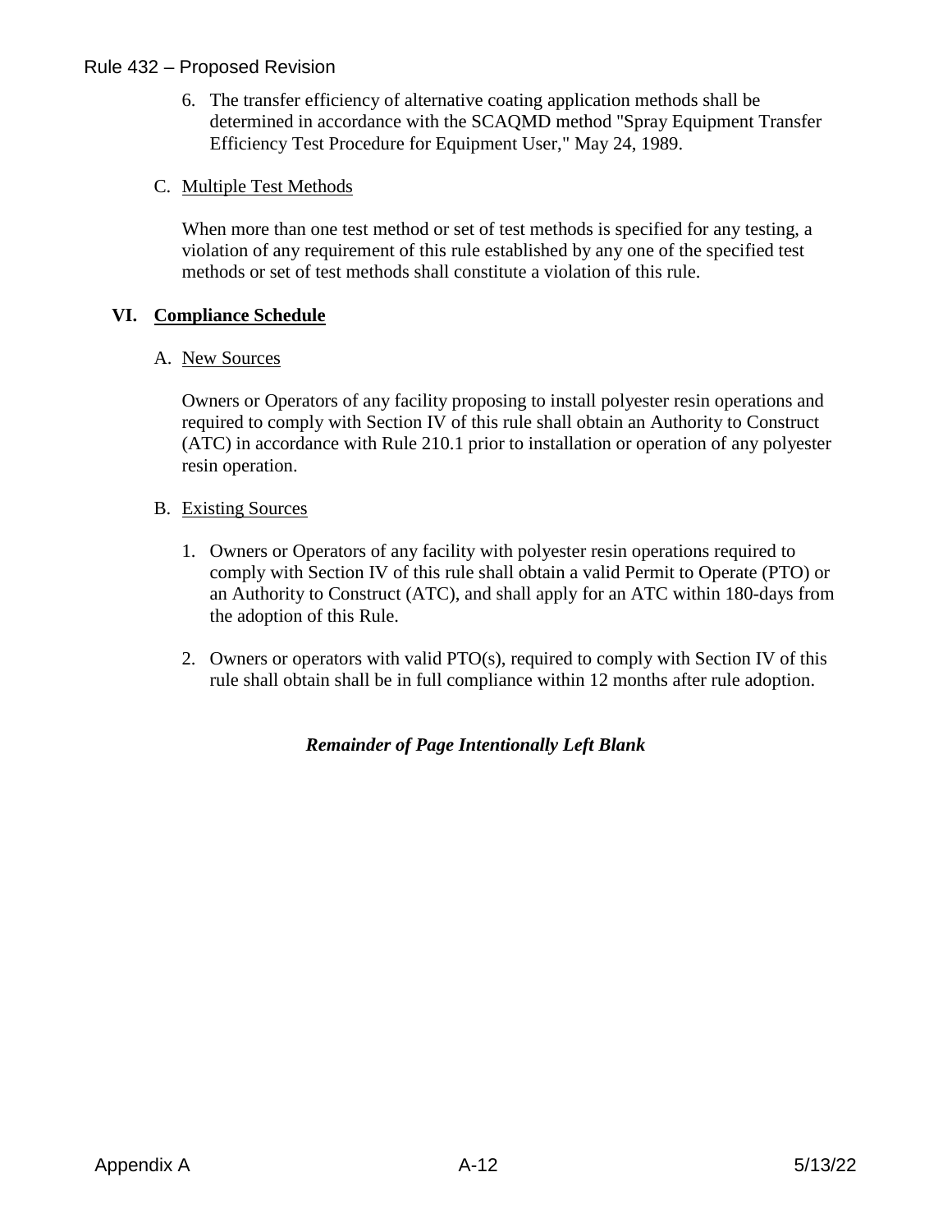6. The transfer efficiency of alternative coating application methods shall be determined in accordance with the SCAQMD method "Spray Equipment Transfer Efficiency Test Procedure for Equipment User," May 24, 1989.

C. Multiple Test Methods

When more than one test method or set of test methods is specified for any testing, a violation of any requirement of this rule established by any one of the specified test methods or set of test methods shall constitute a violation of this rule.

## VI. Compliance Schedule

A. New Sources

Owners or Operators of any facility proposing to install polyester resin operations and required to comply with Section IV of this rule shall obtain an Authority to Construct (ATC) in accordance with Rule 210.1 prior to installation or operation of any polyester resin operation.

B. Existing Sources

1. Owners or Operators of any facility with polyester resin operations required to comply with Section IV of this rule shall obtain a valid Permit to Operate (PTO) or an Authority to Construct (ATC), and shall apply for an ATC within 180-days from the adoption of this Rule.

2. Owners or operators with valid PTO(s), required to comply with Section IV of this rule shall obtain shall be in full compliance within 12 months after rule adoption.

***Remainder of Page Intentionally Left Blank***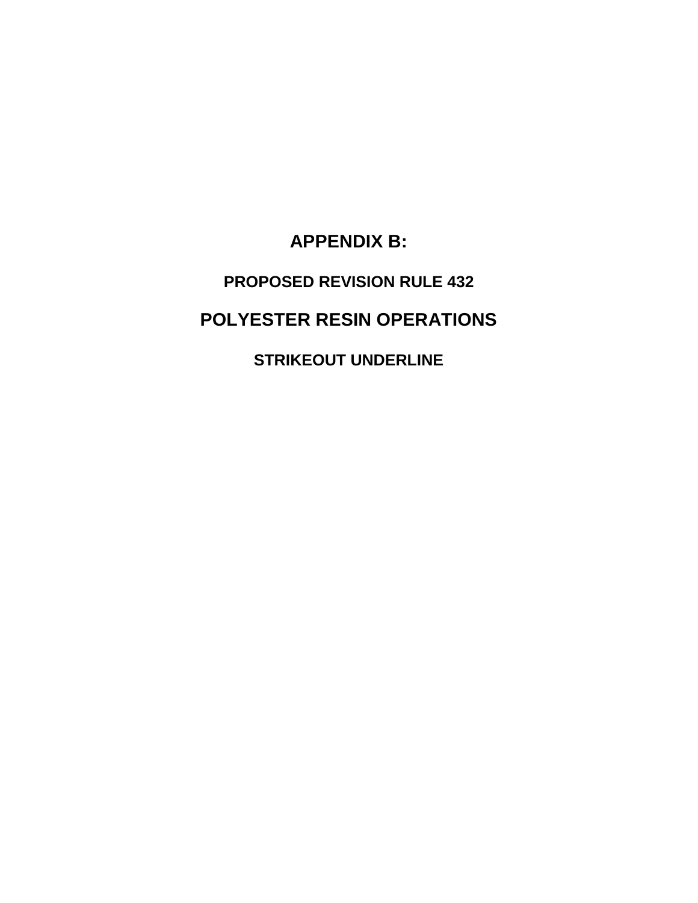# APPENDIX B:

## PROPOSED REVISION RULE 432

# POLYESTER RESIN OPERATIONS

## STRIKEOUT UNDERLINE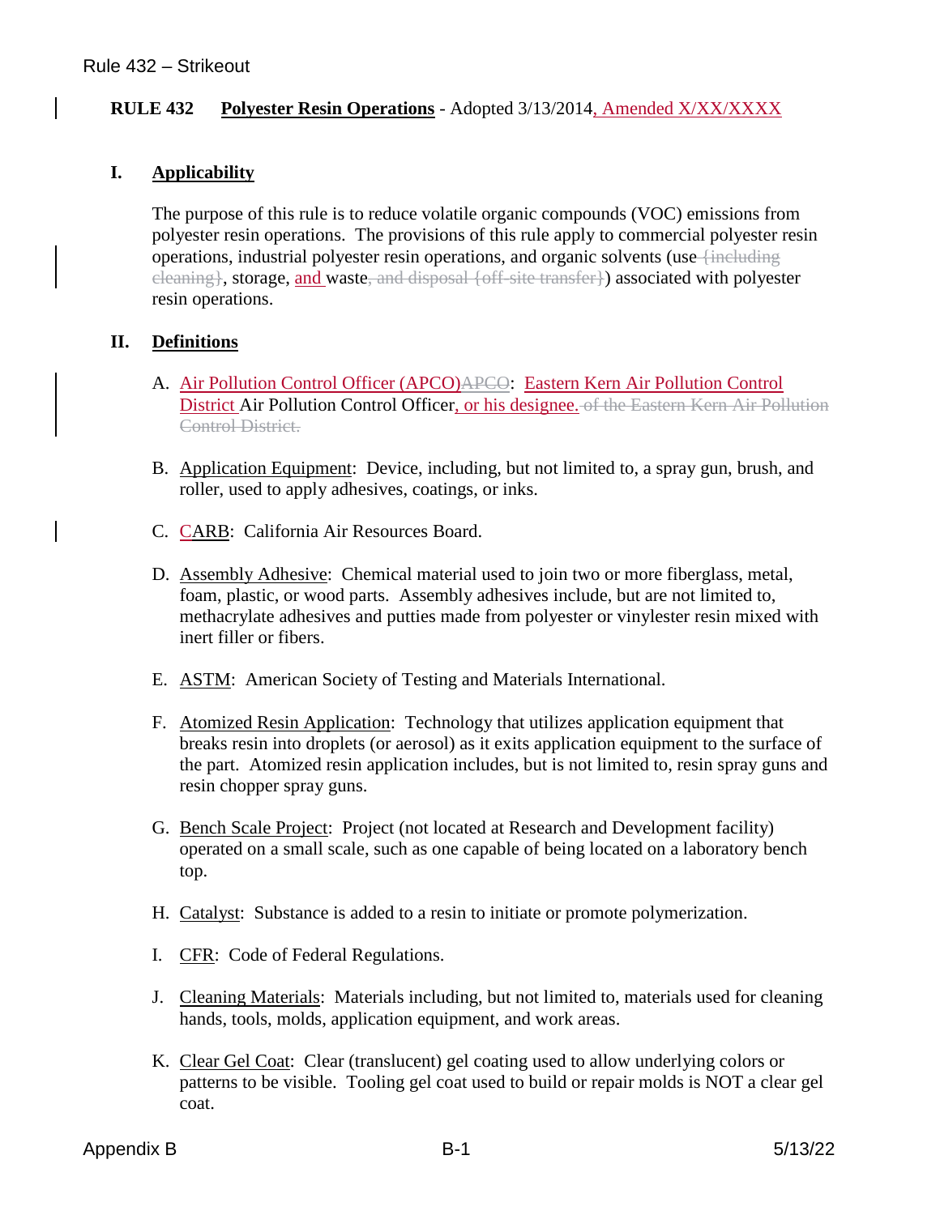**RULE 432 Polyester Resin Operations** - Adopted 3/13/2014, Amended X/XX/XXXX

## I. Applicability

The purpose of this rule is to reduce volatile organic compounds (VOC) emissions from polyester resin operations. The provisions of this rule apply to commercial polyester resin operations, industrial polyester resin operations, and organic solvents (use ~~{including cleaning}~~, storage, and waste~~, and disposal {off-site transfer}~~) associated with polyester resin operations.

## II. Definitions

A. Air Pollution Control Officer (APCO)~~APCO~~: Eastern Kern Air Pollution Control District Air Pollution Control Officer, or his designee. ~~of the Eastern Kern Air Pollution Control District.~~

B. Application Equipment: Device, including, but not limited to, a spray gun, brush, and roller, used to apply adhesives, coatings, or inks.

C. CARB: California Air Resources Board.

D. Assembly Adhesive: Chemical material used to join two or more fiberglass, metal, foam, plastic, or wood parts. Assembly adhesives include, but are not limited to, methacrylate adhesives and putties made from polyester or vinylester resin mixed with inert filler or fibers.

E. ASTM: American Society of Testing and Materials International.

F. Atomized Resin Application: Technology that utilizes application equipment that breaks resin into droplets (or aerosol) as it exits application equipment to the surface of the part. Atomized resin application includes, but is not limited to, resin spray guns and resin chopper spray guns.

G. Bench Scale Project: Project (not located at Research and Development facility) operated on a small scale, such as one capable of being located on a laboratory bench top.

H. Catalyst: Substance is added to a resin to initiate or promote polymerization.

I. CFR: Code of Federal Regulations.

J. Cleaning Materials: Materials including, but not limited to, materials used for cleaning hands, tools, molds, application equipment, and work areas.

K. Clear Gel Coat: Clear (translucent) gel coating used to allow underlying colors or patterns to be visible. Tooling gel coat used to build or repair molds is NOT a clear gel coat.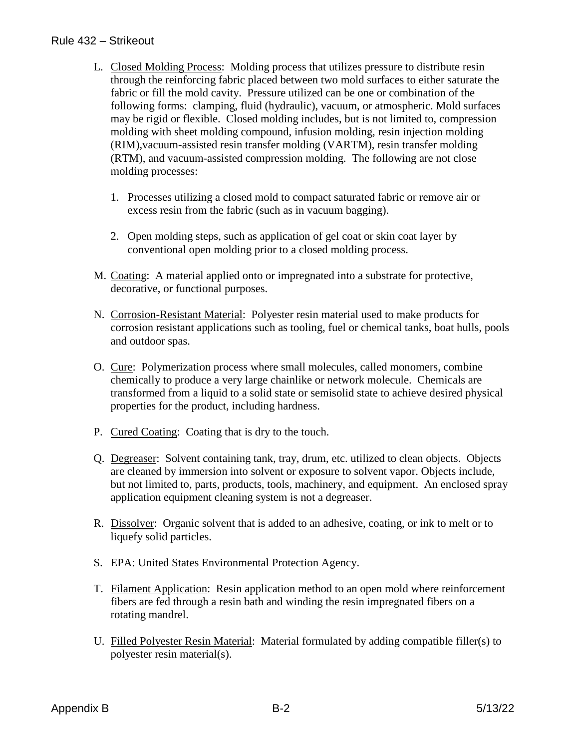L. Closed Molding Process: Molding process that utilizes pressure to distribute resin through the reinforcing fabric placed between two mold surfaces to either saturate the fabric or fill the mold cavity. Pressure utilized can be one or combination of the following forms: clamping, fluid (hydraulic), vacuum, or atmospheric. Mold surfaces may be rigid or flexible. Closed molding includes, but is not limited to, compression molding with sheet molding compound, infusion molding, resin injection molding (RIM),vacuum-assisted resin transfer molding (VARTM), resin transfer molding (RTM), and vacuum-assisted compression molding. The following are not close molding processes:

   1. Processes utilizing a closed mold to compact saturated fabric or remove air or excess resin from the fabric (such as in vacuum bagging).

   2. Open molding steps, such as application of gel coat or skin coat layer by conventional open molding prior to a closed molding process.

M. Coating: A material applied onto or impregnated into a substrate for protective, decorative, or functional purposes.

N. Corrosion-Resistant Material: Polyester resin material used to make products for corrosion resistant applications such as tooling, fuel or chemical tanks, boat hulls, pools and outdoor spas.

O. Cure: Polymerization process where small molecules, called monomers, combine chemically to produce a very large chainlike or network molecule. Chemicals are transformed from a liquid to a solid state or semisolid state to achieve desired physical properties for the product, including hardness.

P. Cured Coating: Coating that is dry to the touch.

Q. Degreaser: Solvent containing tank, tray, drum, etc. utilized to clean objects. Objects are cleaned by immersion into solvent or exposure to solvent vapor. Objects include, but not limited to, parts, products, tools, machinery, and equipment. An enclosed spray application equipment cleaning system is not a degreaser.

R. Dissolver: Organic solvent that is added to an adhesive, coating, or ink to melt or to liquefy solid particles.

S. EPA: United States Environmental Protection Agency.

T. Filament Application: Resin application method to an open mold where reinforcement fibers are fed through a resin bath and winding the resin impregnated fibers on a rotating mandrel.

U. Filled Polyester Resin Material: Material formulated by adding compatible filler(s) to polyester resin material(s).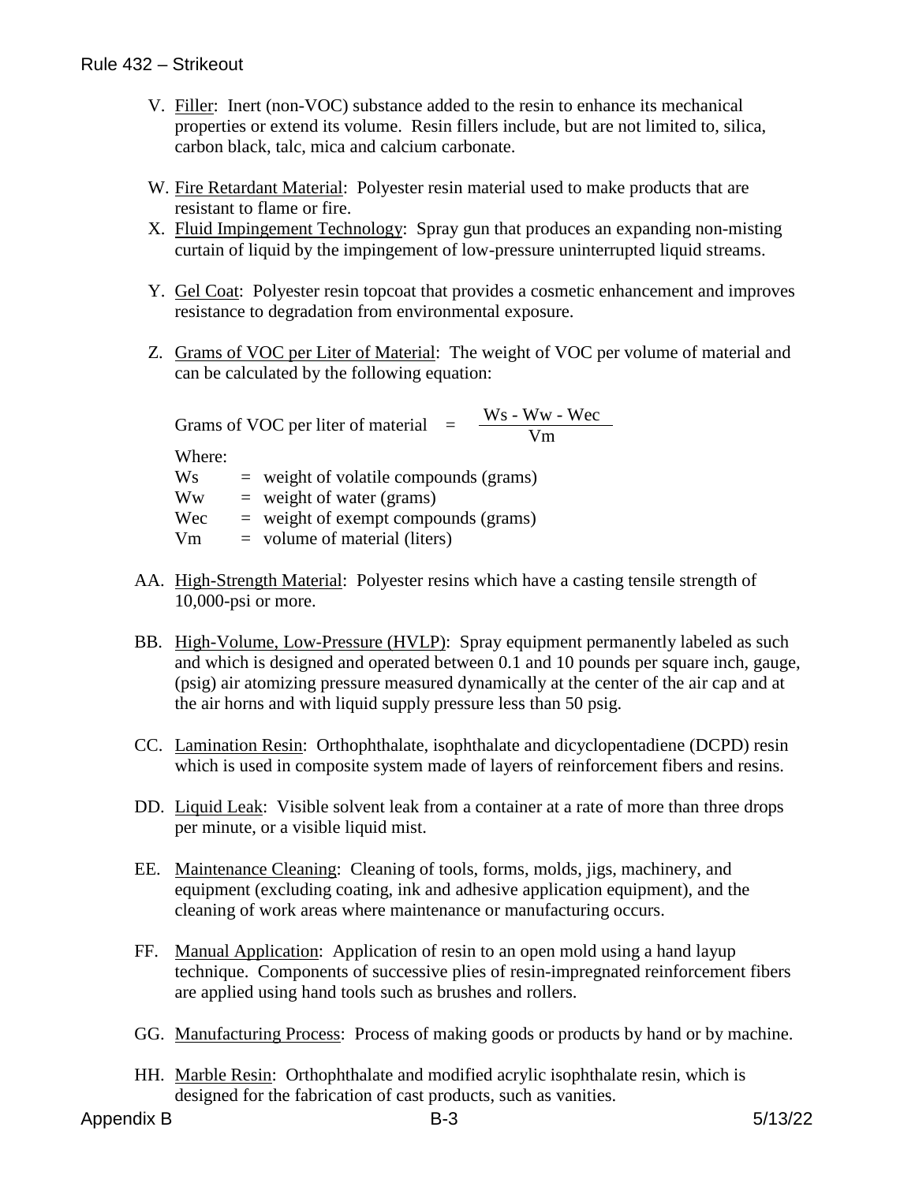V. Filler: Inert (non-VOC) substance added to the resin to enhance its mechanical properties or extend its volume. Resin fillers include, but are not limited to, silica, carbon black, talc, mica and calcium carbonate.

W. Fire Retardant Material: Polyester resin material used to make products that are resistant to flame or fire.

X. Fluid Impingement Technology: Spray gun that produces an expanding non-misting curtain of liquid by the impingement of low-pressure uninterrupted liquid streams.

Y. Gel Coat: Polyester resin topcoat that provides a cosmetic enhancement and improves resistance to degradation from environmental exposure.

Z. Grams of VOC per Liter of Material: The weight of VOC per volume of material and can be calculated by the following equation:

$$\text{Grams of VOC per liter of material} = \frac{Ws - Ww - Wec}{Vm}$$

Where:

Ws = weight of volatile compounds (grams)
Ww = weight of water (grams)
Wec = weight of exempt compounds (grams)
Vm = volume of material (liters)

AA. High-Strength Material: Polyester resins which have a casting tensile strength of 10,000-psi or more.

BB. High-Volume, Low-Pressure (HVLP): Spray equipment permanently labeled as such and which is designed and operated between 0.1 and 10 pounds per square inch, gauge, (psig) air atomizing pressure measured dynamically at the center of the air cap and at the air horns and with liquid supply pressure less than 50 psig.

CC. Lamination Resin: Orthophthalate, isophthalate and dicyclopentadiene (DCPD) resin which is used in composite system made of layers of reinforcement fibers and resins.

DD. Liquid Leak: Visible solvent leak from a container at a rate of more than three drops per minute, or a visible liquid mist.

EE. Maintenance Cleaning: Cleaning of tools, forms, molds, jigs, machinery, and equipment (excluding coating, ink and adhesive application equipment), and the cleaning of work areas where maintenance or manufacturing occurs.

FF. Manual Application: Application of resin to an open mold using a hand layup technique. Components of successive plies of resin-impregnated reinforcement fibers are applied using hand tools such as brushes and rollers.

GG. Manufacturing Process: Process of making goods or products by hand or by machine.

HH. Marble Resin: Orthophthalate and modified acrylic isophthalate resin, which is designed for the fabrication of cast products, such as vanities.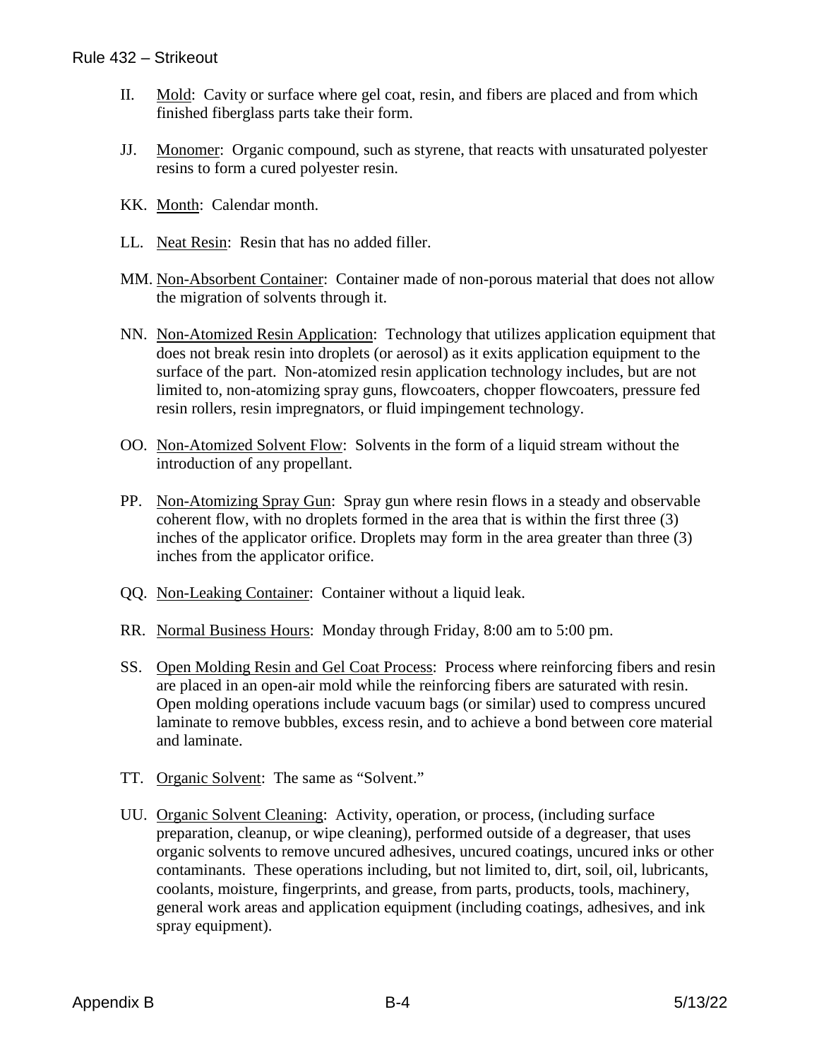II. Mobile: Cavity or surface where gel coat, resin, and fibers are placed and from which finished fiberglass parts take their form.

JJ. Monomer: Organic compound, such as styrene, that reacts with unsaturated polyester resins to form a cured polyester resin.

KK. Month: Calendar month.

LL. Neat Resin: Resin that has no added filler.

MM. Non-Absorbent Container: Container made of non-porous material that does not allow the migration of solvents through it.

NN. Non-Atomized Resin Application: Technology that utilizes application equipment that does not break resin into droplets (or aerosol) as it exits application equipment to the surface of the part. Non-atomized resin application technology includes, but are not limited to, non-atomizing spray guns, flowcoaters, chopper flowcoaters, pressure fed resin rollers, resin impregnators, or fluid impingement technology.

OO. Non-Atomized Solvent Flow: Solvents in the form of a liquid stream without the introduction of any propellant.

PP. Non-Atomizing Spray Gun: Spray gun where resin flows in a steady and observable coherent flow, with no droplets formed in the area that is within the first three (3) inches of the applicator orifice. Droplets may form in the area greater than three (3) inches from the applicator orifice.

QQ. Non-Leaking Container: Container without a liquid leak.

RR. Normal Business Hours: Monday through Friday, 8:00 am to 5:00 pm.

SS. Open Molding Resin and Gel Coat Process: Process where reinforcing fibers and resin are placed in an open-air mold while the reinforcing fibers are saturated with resin. Open molding operations include vacuum bags (or similar) used to compress uncured laminate to remove bubbles, excess resin, and to achieve a bond between core material and laminate.

TT. Organic Solvent: The same as "Solvent."

UU. Organic Solvent Cleaning: Activity, operation, or process, (including surface preparation, cleanup, or wipe cleaning), performed outside of a degreaser, that uses organic solvents to remove uncured adhesives, uncured coatings, uncured inks or other contaminants. These operations including, but not limited to, dirt, soil, oil, lubricants, coolants, moisture, fingerprints, and grease, from parts, products, tools, machinery, general work areas and application equipment (including coatings, adhesives, and ink spray equipment).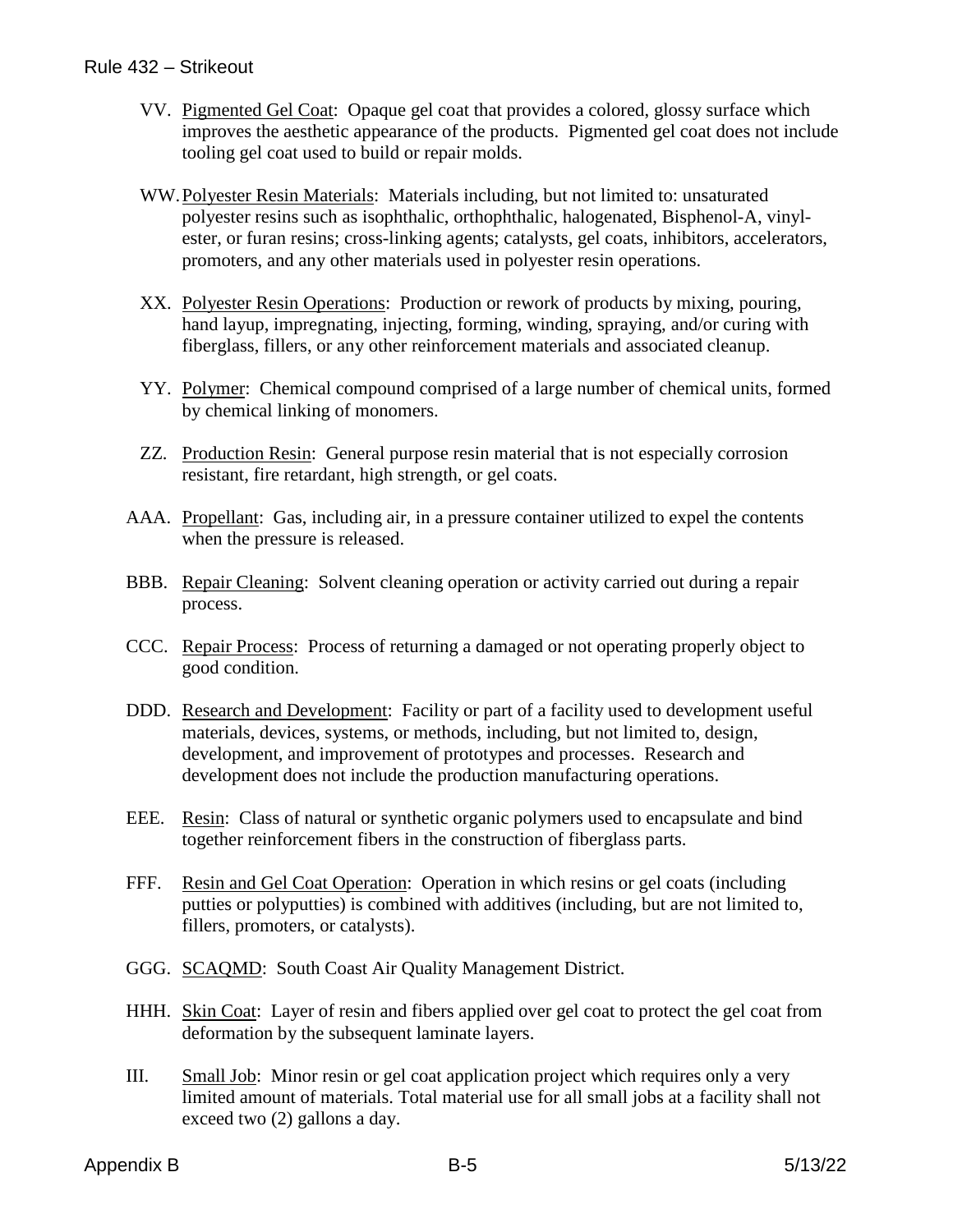VV. Pigmented Gel Coat: Opaque gel coat that provides a colored, glossy surface which improves the aesthetic appearance of the products. Pigmented gel coat does not include tooling gel coat used to build or repair molds.

WW. Polyester Resin Materials: Materials including, but not limited to: unsaturated polyester resins such as isophthalic, orthophthalic, halogenated, Bisphenol-A, vinyl-ester, or furan resins; cross-linking agents; catalysts, gel coats, inhibitors, accelerators, promoters, and any other materials used in polyester resin operations.

XX. Polyester Resin Operations: Production or rework of products by mixing, pouring, hand layup, impregnating, injecting, forming, winding, spraying, and/or curing with fiberglass, fillers, or any other reinforcement materials and associated cleanup.

YY. Polymer: Chemical compound comprised of a large number of chemical units, formed by chemical linking of monomers.

ZZ. Production Resin: General purpose resin material that is not especially corrosion resistant, fire retardant, high strength, or gel coats.

AAA. Propellant: Gas, including air, in a pressure container utilized to expel the contents when the pressure is released.

BBB. Repair Cleaning: Solvent cleaning operation or activity carried out during a repair process.

CCC. Repair Process: Process of returning a damaged or not operating properly object to good condition.

DDD. Research and Development: Facility or part of a facility used to development useful materials, devices, systems, or methods, including, but not limited to, design, development, and improvement of prototypes and processes. Research and development does not include the production manufacturing operations.

EEE. Resin: Class of natural or synthetic organic polymers used to encapsulate and bind together reinforcement fibers in the construction of fiberglass parts.

FFF. Resin and Gel Coat Operation: Operation in which resins or gel coats (including putties or polyputties) is combined with additives (including, but are not limited to, fillers, promoters, or catalysts).

GGG. SCAQMD: South Coast Air Quality Management District.

HHH. Skin Coat: Layer of resin and fibers applied over gel coat to protect the gel coat from deformation by the subsequent laminate layers.

III. Small Job: Minor resin or gel coat application project which requires only a very limited amount of materials. Total material use for all small jobs at a facility shall not exceed two (2) gallons a day.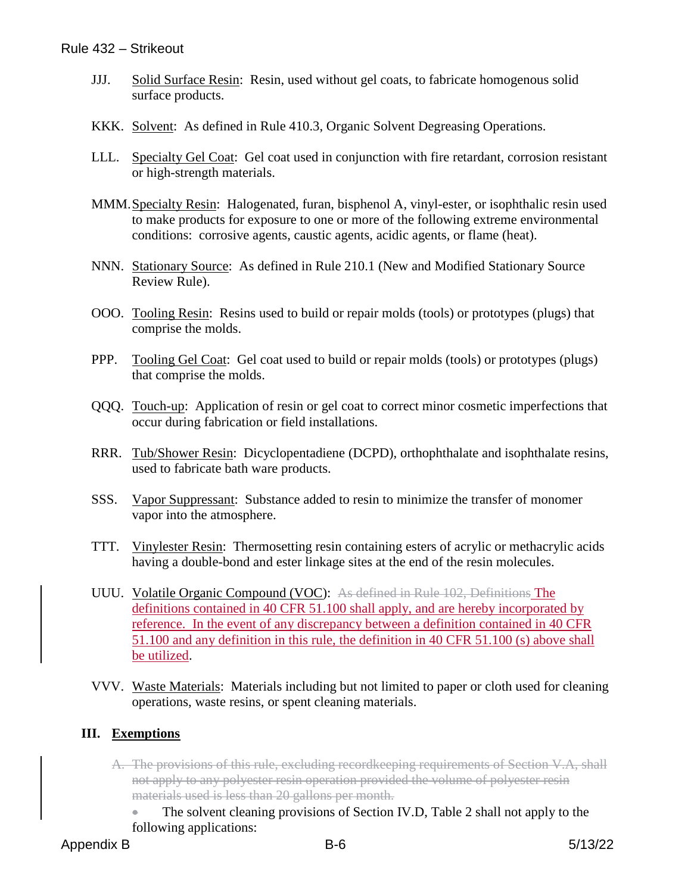JJJ. Solid Surface Resin: Resin, used without gel coats, to fabricate homogenous solid surface products.

KKK. Solvent: As defined in Rule 410.3, Organic Solvent Degreasing Operations.

LLL. Specialty Gel Coat: Gel coat used in conjunction with fire retardant, corrosion resistant or high-strength materials.

MMM. Specialty Resin: Halogenated, furan, bisphenol A, vinyl-ester, or isophthalic resin used to make products for exposure to one or more of the following extreme environmental conditions: corrosive agents, caustic agents, acidic agents, or flame (heat).

NNN. Stationary Source: As defined in Rule 210.1 (New and Modified Stationary Source Review Rule).

OOO. Tooling Resin: Resins used to build or repair molds (tools) or prototypes (plugs) that comprise the molds.

PPP. Tooling Gel Coat: Gel coat used to build or repair molds (tools) or prototypes (plugs) that comprise the molds.

QQQ. Touch-up: Application of resin or gel coat to correct minor cosmetic imperfections that occur during fabrication or field installations.

RRR. Tub/Shower Resin: Dicyclopentadiene (DCPD), orthophthalate and isophthalate resins, used to fabricate bath ware products.

SSS. Vapor Suppressant: Substance added to resin to minimize the transfer of monomer vapor into the atmosphere.

TTT. Vinylester Resin: Thermosetting resin containing esters of acrylic or methacrylic acids having a double-bond and ester linkage sites at the end of the resin molecules.

UUU. Volatile Organic Compound (VOC): ~~As defined in Rule 102, Definitions~~ The definitions contained in 40 CFR 51.100 shall apply, and are hereby incorporated by reference. In the event of any discrepancy between a definition contained in 40 CFR 51.100 and any definition in this rule, the definition in 40 CFR 51.100 (s) above shall be utilized.

VVV. Waste Materials: Materials including but not limited to paper or cloth used for cleaning operations, waste resins, or spent cleaning materials.

## III. Exemptions

~~A. The provisions of this rule, excluding recordkeeping requirements of Section V.A, shall not apply to any polyester resin operation provided the volume of polyester resin materials used is less than 20 gallons per month.~~

- The solvent cleaning provisions of Section IV.D, Table 2 shall not apply to the following applications: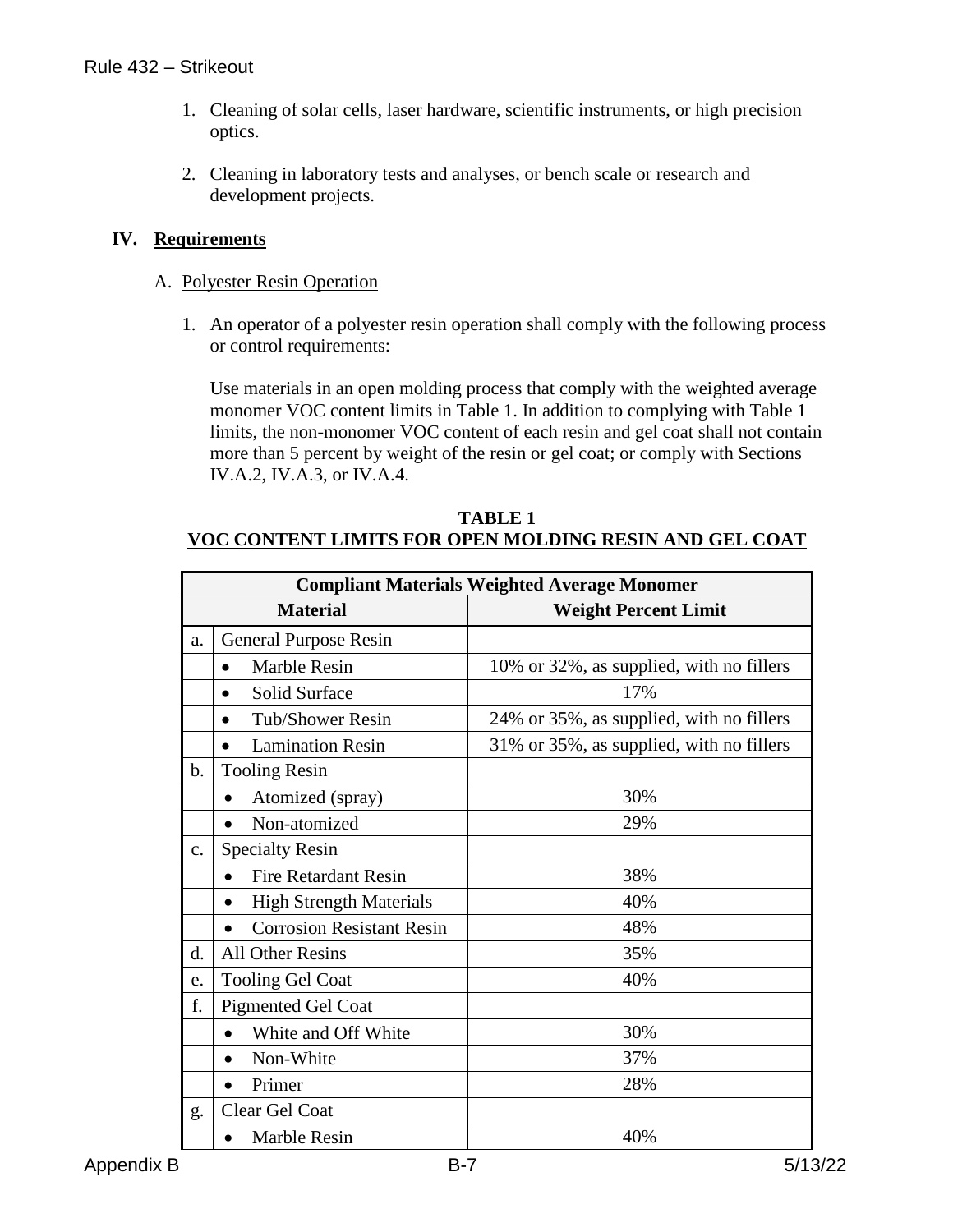1. Cleaning of solar cells, laser hardware, scientific instruments, or high precision optics.

2. Cleaning in laboratory tests and analyses, or bench scale or research and development projects.

## IV. Requirements

### A. Polyester Resin Operation

1. An operator of a polyester resin operation shall comply with the following process or control requirements:

   Use materials in an open molding process that comply with the weighted average monomer VOC content limits in Table 1. In addition to complying with Table 1 limits, the non-monomer VOC content of each resin and gel coat shall not contain more than 5 percent by weight of the resin or gel coat; or comply with Sections IV.A.2, IV.A.3, or IV.A.4.

**TABLE 1**
**VOC CONTENT LIMITS FOR OPEN MOLDING RESIN AND GEL COAT**

| Compliant Materials Weighted Average Monomer | | |
|---|---|---|
| **Material** | | **Weight Percent Limit** |
| a. | General Purpose Resin | |
| | • Marble Resin | 10% or 32%, as supplied, with no fillers |
| | • Solid Surface | 17% |
| | • Tub/Shower Resin | 24% or 35%, as supplied, with no fillers |
| | • Lamination Resin | 31% or 35%, as supplied, with no fillers |
| b. | Tooling Resin | |
| | • Atomized (spray) | 30% |
| | • Non-atomized | 29% |
| c. | Specialty Resin | |
| | • Fire Retardant Resin | 38% |
| | • High Strength Materials | 40% |
| | • Corrosion Resistant Resin | 48% |
| d. | All Other Resins | 35% |
| e. | Tooling Gel Coat | 40% |
| f. | Pigmented Gel Coat | |
| | • White and Off White | 30% |
| | • Non-White | 37% |
| | • Primer | 28% |
| g. | Clear Gel Coat | |
| | • Marble Resin | 40% |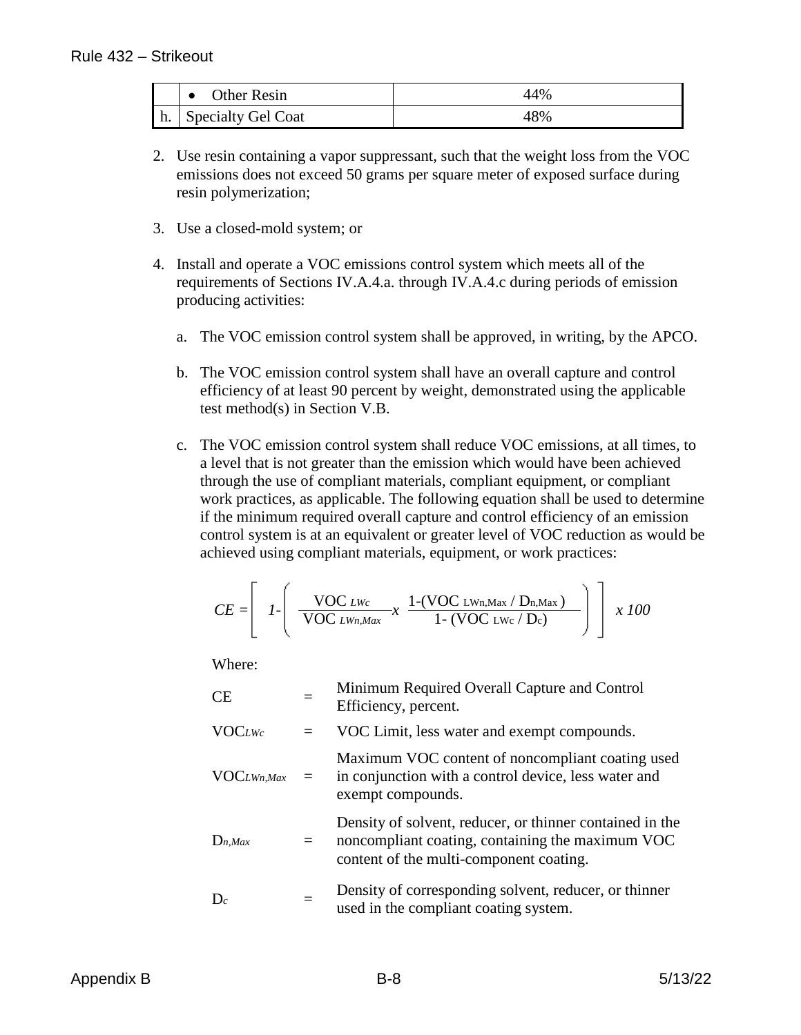| | • Other Resin | 44% |
|---|---|---|
| h. | Specialty Gel Coat | 48% |

2. Use resin containing a vapor suppressant, such that the weight loss from the VOC emissions does not exceed 50 grams per square meter of exposed surface during resin polymerization;

3. Use a closed-mold system; or

4. Install and operate a VOC emissions control system which meets all of the requirements of Sections IV.A.4.a. through IV.A.4.c during periods of emission producing activities:

   a. The VOC emission control system shall be approved, in writing, by the APCO.

   b. The VOC emission control system shall have an overall capture and control efficiency of at least 90 percent by weight, demonstrated using the applicable test method(s) in Section V.B.

   c. The VOC emission control system shall reduce VOC emissions, at all times, to a level that is not greater than the emission which would have been achieved through the use of compliant materials, compliant equipment, or compliant work practices, as applicable. The following equation shall be used to determine if the minimum required overall capture and control efficiency of an emission control system is at an equivalent or greater level of VOC reduction as would be achieved using compliant materials, equipment, or work practices:

$$CE = \left[ 1 - \left( \frac{VOC_{LWc}}{VOC_{LWn,Max}} x \frac{1-(VOC_{LWn,Max} / D_{n,Max})}{1-(VOC_{LWc} / D_c)} \right) \right] x\ 100$$

Where:

| | | |
|---|---|---|
| CE | = | Minimum Required Overall Capture and Control Efficiency, percent. |
| $VOC_{LWc}$ | = | VOC Limit, less water and exempt compounds. |
| $VOC_{LWn,Max}$ | = | Maximum VOC content of noncompliant coating used in conjunction with a control device, less water and exempt compounds. |
| $D_{n,Max}$ | = | Density of solvent, reducer, or thinner contained in the noncompliant coating, containing the maximum VOC content of the multi-component coating. |
| $D_c$ | = | Density of corresponding solvent, reducer, or thinner used in the compliant coating system. |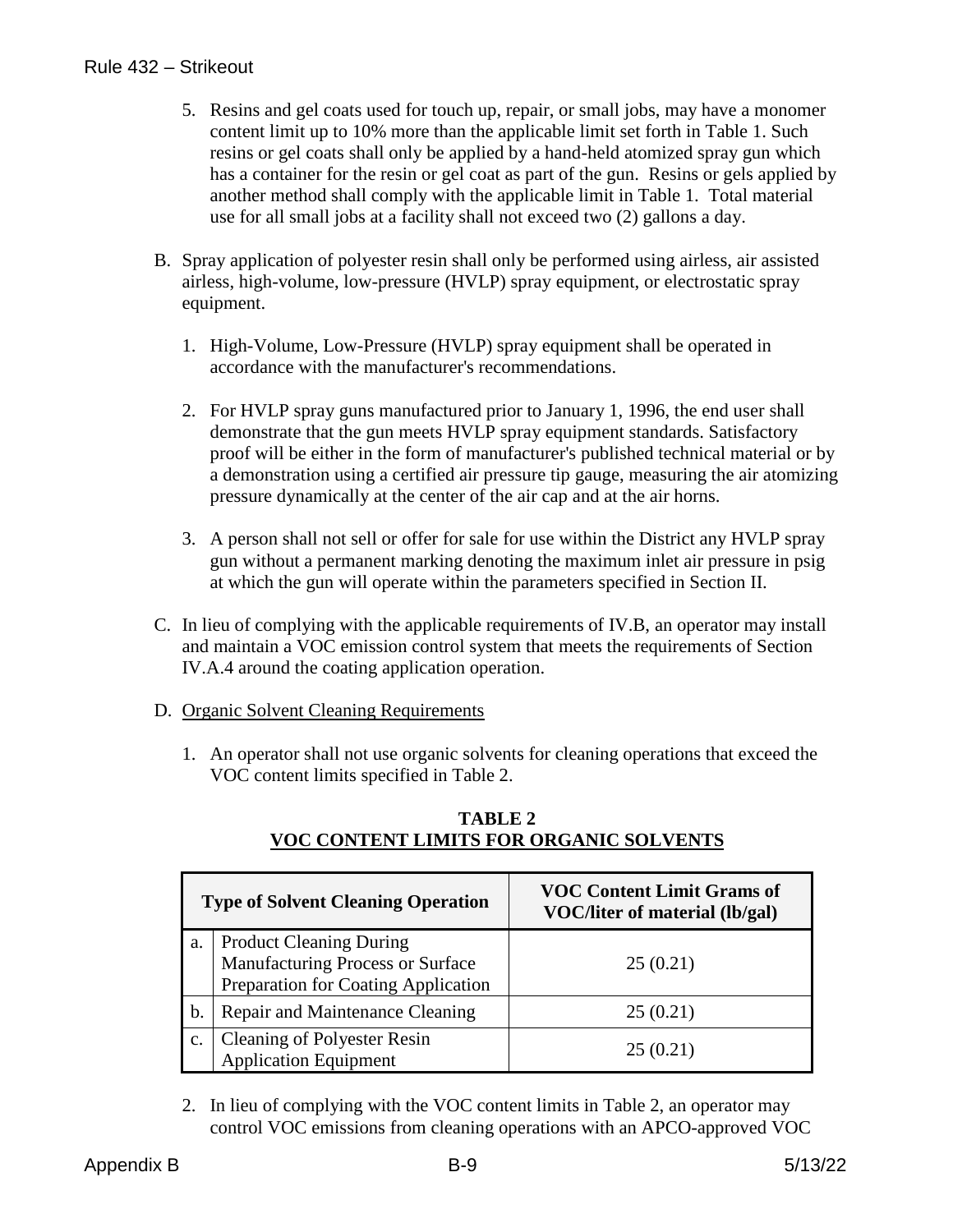5. Resins and gel coats used for touch up, repair, or small jobs, may have a monomer content limit up to 10% more than the applicable limit set forth in Table 1. Such resins or gel coats shall only be applied by a hand-held atomized spray gun which has a container for the resin or gel coat as part of the gun. Resins or gels applied by another method shall comply with the applicable limit in Table 1. Total material use for all small jobs at a facility shall not exceed two (2) gallons a day.

B. Spray application of polyester resin shall only be performed using airless, air assisted airless, high-volume, low-pressure (HVLP) spray equipment, or electrostatic spray equipment.

1. High-Volume, Low-Pressure (HVLP) spray equipment shall be operated in accordance with the manufacturer's recommendations.

2. For HVLP spray guns manufactured prior to January 1, 1996, the end user shall demonstrate that the gun meets HVLP spray equipment standards. Satisfactory proof will be either in the form of manufacturer's published technical material or by a demonstration using a certified air pressure tip gauge, measuring the air atomizing pressure dynamically at the center of the air cap and at the air horns.

3. A person shall not sell or offer for sale for use within the District any HVLP spray gun without a permanent marking denoting the maximum inlet air pressure in psig at which the gun will operate within the parameters specified in Section II.

C. In lieu of complying with the applicable requirements of IV.B, an operator may install and maintain a VOC emission control system that meets the requirements of Section IV.A.4 around the coating application operation.

D. Organic Solvent Cleaning Requirements

1. An operator shall not use organic solvents for cleaning operations that exceed the VOC content limits specified in Table 2.

**TABLE 2**
**VOC CONTENT LIMITS FOR ORGANIC SOLVENTS**

| Type of Solvent Cleaning Operation | | VOC Content Limit Grams of VOC/liter of material (lb/gal) |
|---|---|---|
| a. | Product Cleaning During Manufacturing Process or Surface Preparation for Coating Application | 25 (0.21) |
| b. | Repair and Maintenance Cleaning | 25 (0.21) |
| c. | Cleaning of Polyester Resin Application Equipment | 25 (0.21) |

2. In lieu of complying with the VOC content limits in Table 2, an operator may control VOC emissions from cleaning operations with an APCO-approved VOC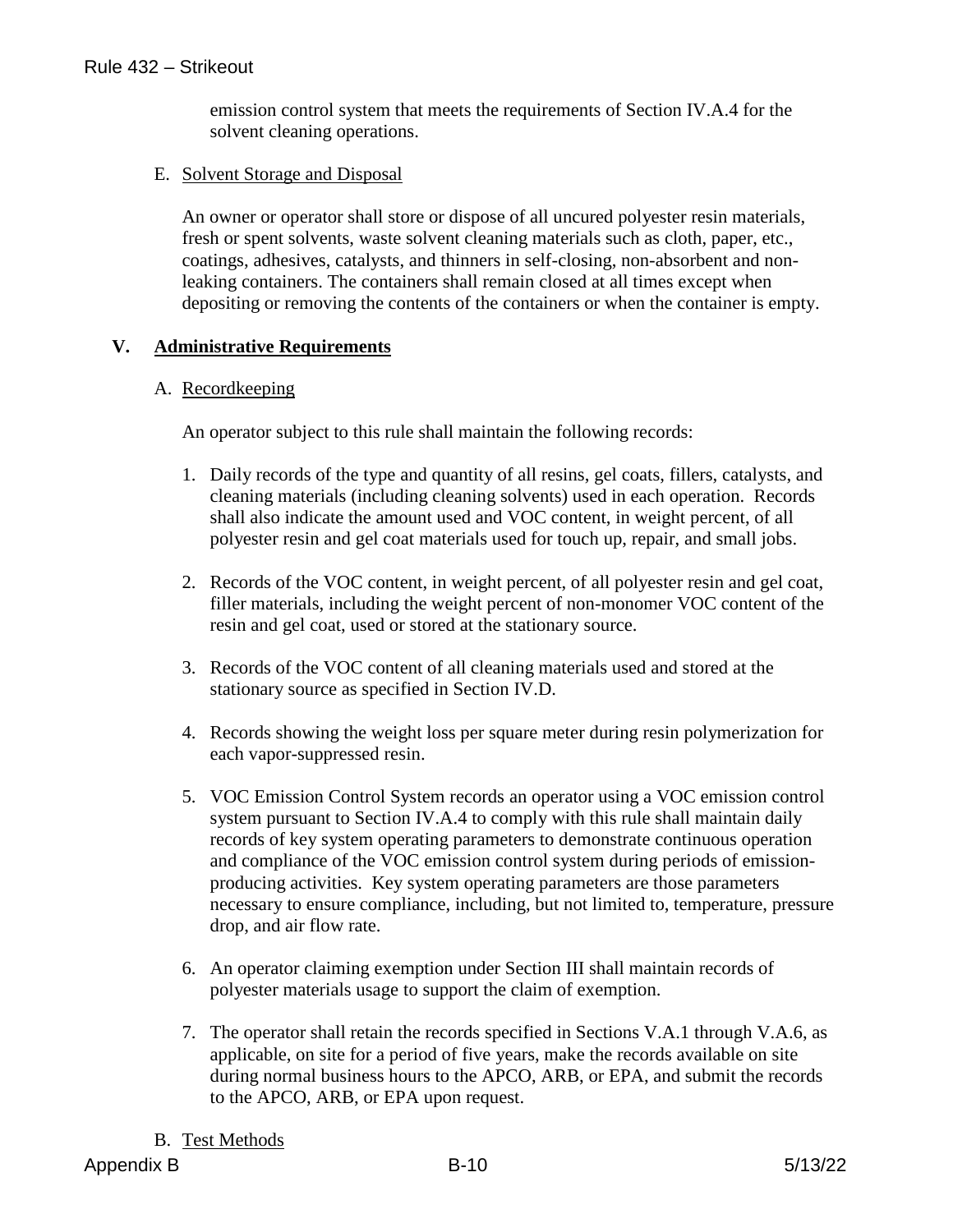emission control system that meets the requirements of Section IV.A.4 for the solvent cleaning operations.

E. Solvent Storage and Disposal

An owner or operator shall store or dispose of all uncured polyester resin materials, fresh or spent solvents, waste solvent cleaning materials such as cloth, paper, etc., coatings, adhesives, catalysts, and thinners in self-closing, non-absorbent and non-leaking containers. The containers shall remain closed at all times except when depositing or removing the contents of the containers or when the container is empty.

## V. Administrative Requirements

A. Recordkeeping

An operator subject to this rule shall maintain the following records:

1. Daily records of the type and quantity of all resins, gel coats, fillers, catalysts, and cleaning materials (including cleaning solvents) used in each operation. Records shall also indicate the amount used and VOC content, in weight percent, of all polyester resin and gel coat materials used for touch up, repair, and small jobs.

2. Records of the VOC content, in weight percent, of all polyester resin and gel coat, filler materials, including the weight percent of non-monomer VOC content of the resin and gel coat, used or stored at the stationary source.

3. Records of the VOC content of all cleaning materials used and stored at the stationary source as specified in Section IV.D.

4. Records showing the weight loss per square meter during resin polymerization for each vapor-suppressed resin.

5. VOC Emission Control System records an operator using a VOC emission control system pursuant to Section IV.A.4 to comply with this rule shall maintain daily records of key system operating parameters to demonstrate continuous operation and compliance of the VOC emission control system during periods of emission-producing activities. Key system operating parameters are those parameters necessary to ensure compliance, including, but not limited to, temperature, pressure drop, and air flow rate.

6. An operator claiming exemption under Section III shall maintain records of polyester materials usage to support the claim of exemption.

7. The operator shall retain the records specified in Sections V.A.1 through V.A.6, as applicable, on site for a period of five years, make the records available on site during normal business hours to the APCO, ARB, or EPA, and submit the records to the APCO, ARB, or EPA upon request.

B. Test Methods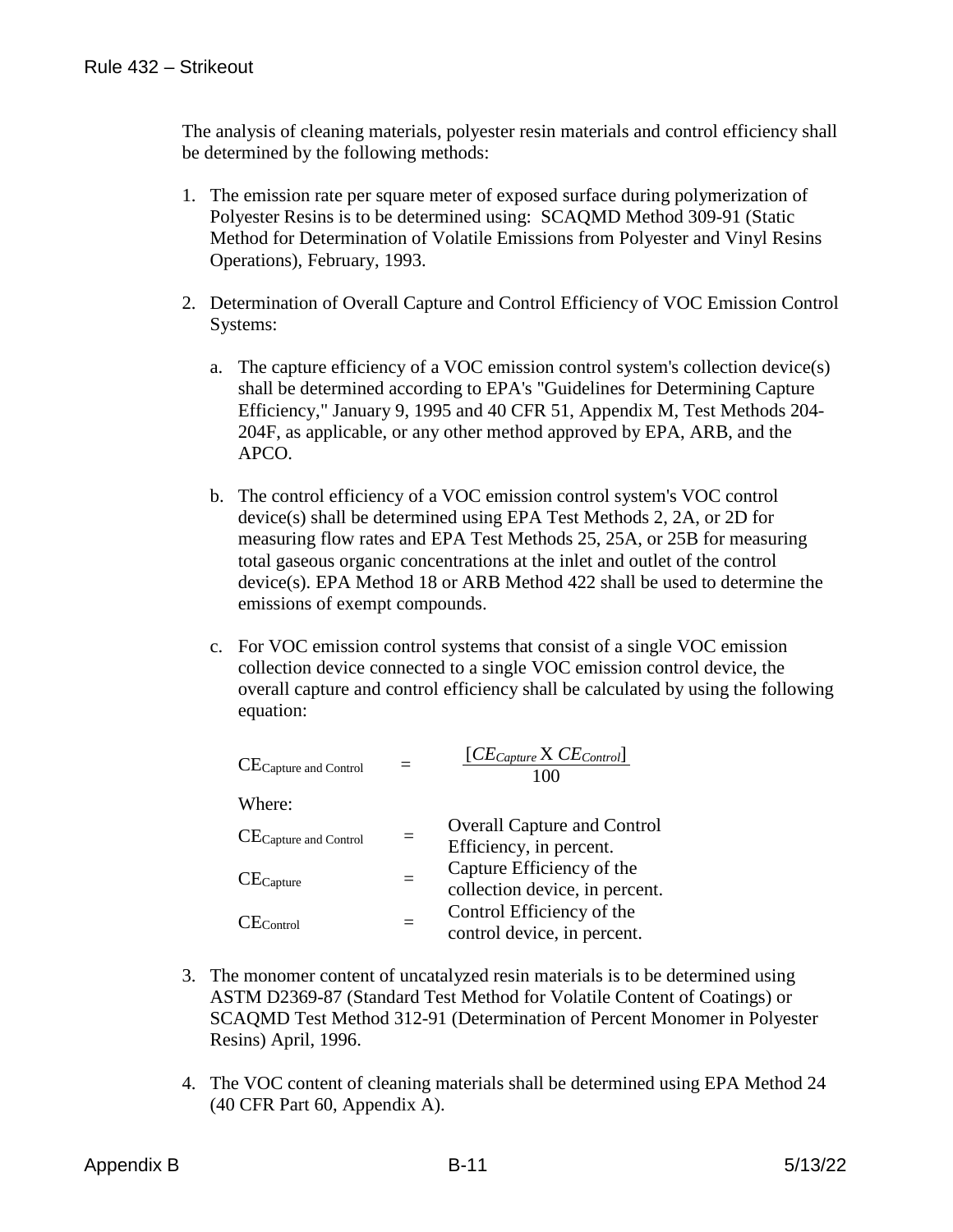The analysis of cleaning materials, polyester resin materials and control efficiency shall be determined by the following methods:

1. The emission rate per square meter of exposed surface during polymerization of Polyester Resins is to be determined using: SCAQMD Method 309-91 (Static Method for Determination of Volatile Emissions from Polyester and Vinyl Resins Operations), February, 1993.

2. Determination of Overall Capture and Control Efficiency of VOC Emission Control Systems:

   a. The capture efficiency of a VOC emission control system's collection device(s) shall be determined according to EPA's "Guidelines for Determining Capture Efficiency," January 9, 1995 and 40 CFR 51, Appendix M, Test Methods 204-204F, as applicable, or any other method approved by EPA, ARB, and the APCO.

   b. The control efficiency of a VOC emission control system's VOC control device(s) shall be determined using EPA Test Methods 2, 2A, or 2D for measuring flow rates and EPA Test Methods 25, 25A, or 25B for measuring total gaseous organic concentrations at the inlet and outlet of the control device(s). EPA Method 18 or ARB Method 422 shall be used to determine the emissions of exempt compounds.

   c. For VOC emission control systems that consist of a single VOC emission collection device connected to a single VOC emission control device, the overall capture and control efficiency shall be calculated by using the following equation:

$$CE_{\text{Capture and Control}} = \frac{[CE_{Capture} \text{ X } CE_{Control}]}{100}$$

   Where:

   $CE_{\text{Capture and Control}}$ = Overall Capture and Control Efficiency, in percent.

   $CE_{\text{Capture}}$ = Capture Efficiency of the collection device, in percent.

   $CE_{\text{Control}}$ = Control Efficiency of the control device, in percent.

3. The monomer content of uncatalyzed resin materials is to be determined using ASTM D2369-87 (Standard Test Method for Volatile Content of Coatings) or SCAQMD Test Method 312-91 (Determination of Percent Monomer in Polyester Resins) April, 1996.

4. The VOC content of cleaning materials shall be determined using EPA Method 24 (40 CFR Part 60, Appendix A).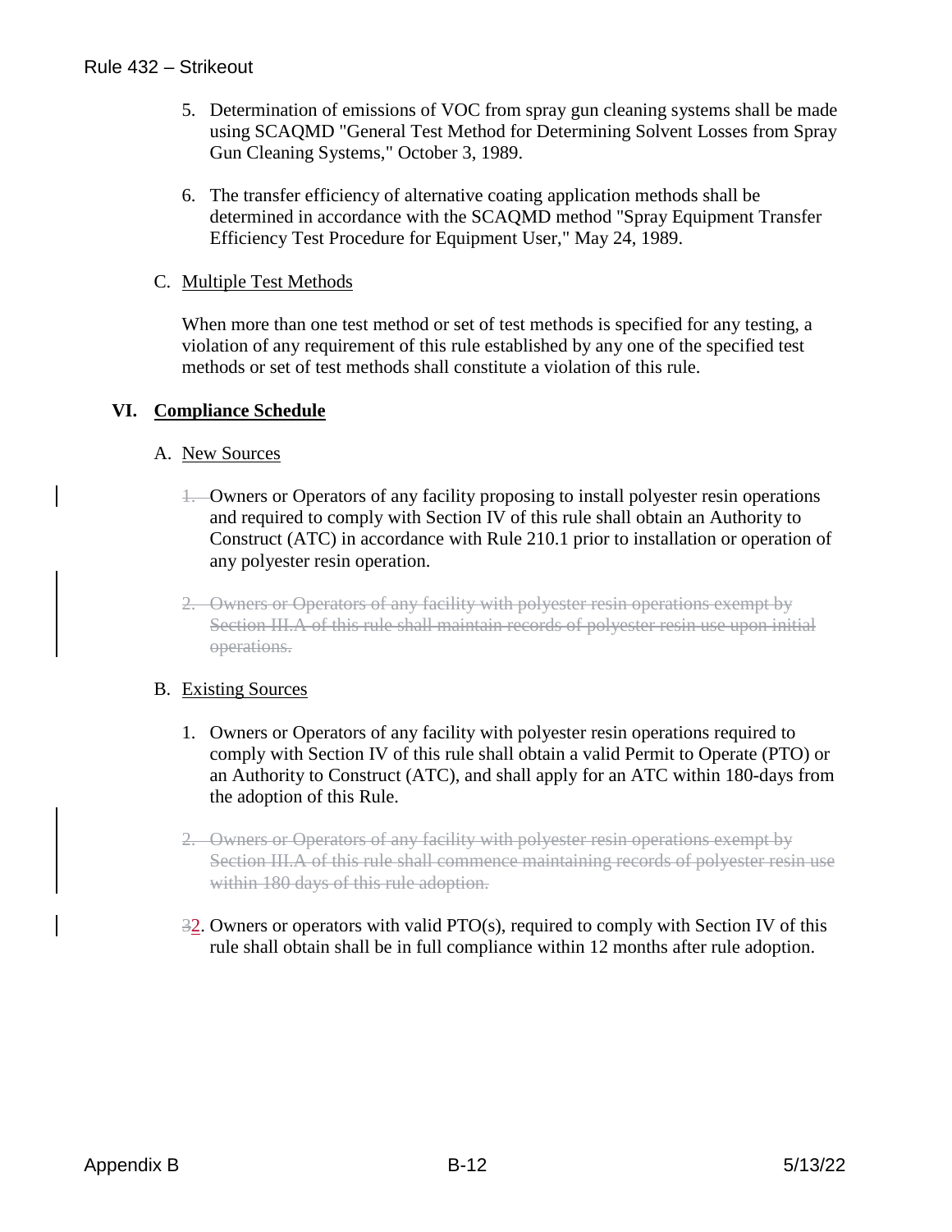5. Determination of emissions of VOC from spray gun cleaning systems shall be made using SCAQMD "General Test Method for Determining Solvent Losses from Spray Gun Cleaning Systems," October 3, 1989.

6. The transfer efficiency of alternative coating application methods shall be determined in accordance with the SCAQMD method "Spray Equipment Transfer Efficiency Test Procedure for Equipment User," May 24, 1989.

C. Multiple Test Methods

When more than one test method or set of test methods is specified for any testing, a violation of any requirement of this rule established by any one of the specified test methods or set of test methods shall constitute a violation of this rule.

## VI. Compliance Schedule

A. New Sources

~~1.~~ Owners or Operators of any facility proposing to install polyester resin operations and required to comply with Section IV of this rule shall obtain an Authority to Construct (ATC) in accordance with Rule 210.1 prior to installation or operation of any polyester resin operation.

~~2. Owners or Operators of any facility with polyester resin operations exempt by Section III.A of this rule shall maintain records of polyester resin use upon initial operations.~~

B. Existing Sources

1. Owners or Operators of any facility with polyester resin operations required to comply with Section IV of this rule shall obtain a valid Permit to Operate (PTO) or an Authority to Construct (ATC), and shall apply for an ATC within 180-days from the adoption of this Rule.

~~2. Owners or Operators of any facility with polyester resin operations exempt by Section III.A of this rule shall commence maintaining records of polyester resin use within 180 days of this rule adoption.~~

~~3~~2. Owners or operators with valid PTO(s), required to comply with Section IV of this rule shall obtain shall be in full compliance within 12 months after rule adoption.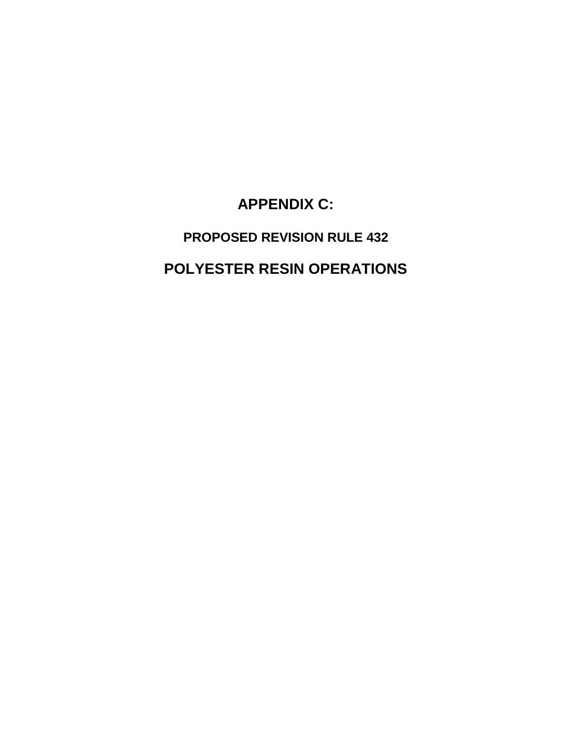# APPENDIX C:

## PROPOSED REVISION RULE 432

# POLYESTER RESIN OPERATIONS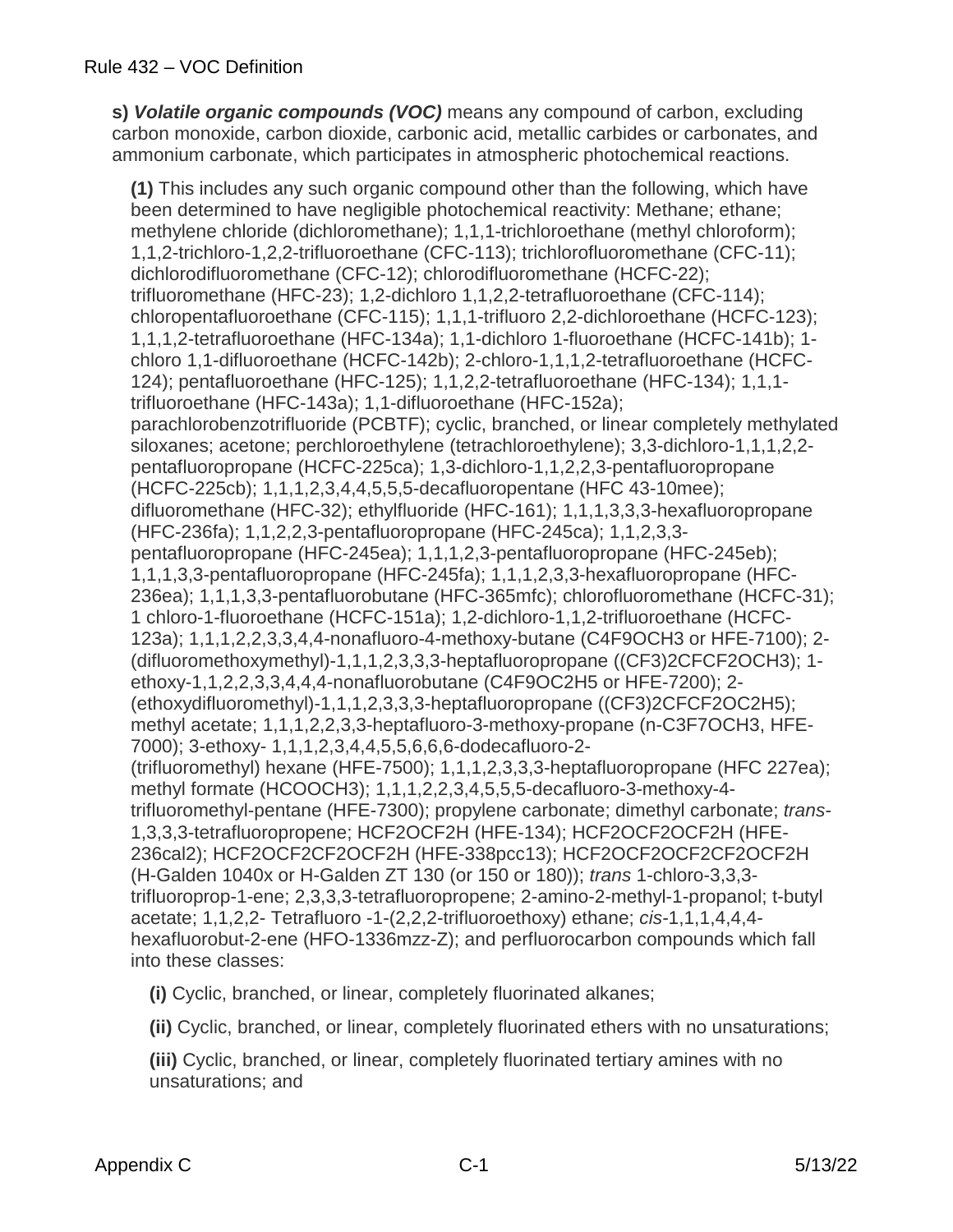Rule 432 – VOC Definition

**s)** ***Volatile organic compounds (VOC)*** means any compound of carbon, excluding carbon monoxide, carbon dioxide, carbonic acid, metallic carbides or carbonates, and ammonium carbonate, which participates in atmospheric photochemical reactions.

**(1)** This includes any such organic compound other than the following, which have been determined to have negligible photochemical reactivity: Methane; ethane; methylene chloride (dichloromethane); 1,1,1-trichloroethane (methyl chloroform); 1,1,2-trichloro-1,2,2-trifluoroethane (CFC-113); trichlorofluoromethane (CFC-11); dichlorodifluoromethane (CFC-12); chlorodifluoromethane (HCFC-22); trifluoromethane (HFC-23); 1,2-dichloro 1,1,2,2-tetrafluoroethane (CFC-114); chloropentafluoroethane (CFC-115); 1,1,1-trifluoro 2,2-dichloroethane (HCFC-123); 1,1,1,2-tetrafluoroethane (HFC-134a); 1,1-dichloro 1-fluoroethane (HCFC-141b); 1-chloro 1,1-difluoroethane (HCFC-142b); 2-chloro-1,1,1,2-tetrafluoroethane (HCFC-124); pentafluoroethane (HFC-125); 1,1,2,2-tetrafluoroethane (HFC-134); 1,1,1-trifluoroethane (HFC-143a); 1,1-difluoroethane (HFC-152a); parachlorobenzotrifluoride (PCBTF); cyclic, branched, or linear completely methylated siloxanes; acetone; perchloroethylene (tetrachloroethylene); 3,3-dichloro-1,1,1,2,2-pentafluoropropane (HCFC-225ca); 1,3-dichloro-1,1,2,2,3-pentafluoropropane (HCFC-225cb); 1,1,1,2,3,4,4,5,5,5-decafluoropentane (HFC 43-10mee); difluoromethane (HFC-32); ethylfluoride (HFC-161); 1,1,1,3,3,3-hexafluoropropane (HFC-236fa); 1,1,2,2,3-pentafluoropropane (HFC-245ca); 1,1,2,3,3-pentafluoropropane (HFC-245ea); 1,1,1,2,3-pentafluoropropane (HFC-245eb); 1,1,1,3,3-pentafluoropropane (HFC-245fa); 1,1,1,2,3,3-hexafluoropropane (HFC-236ea); 1,1,1,3,3-pentafluorobutane (HFC-365mfc); chlorofluoromethane (HCFC-31); 1 chloro-1-fluoroethane (HCFC-151a); 1,2-dichloro-1,1,2-trifluoroethane (HCFC-123a); 1,1,1,2,2,3,3,4,4-nonafluoro-4-methoxy-butane ($C_4F_9OCH_3$ or HFE-7100); 2-(difluoromethoxymethyl)-1,1,1,2,3,3,3-heptafluoropropane ($(CF_3)_2CFCF_2OCH_3$); 1-ethoxy-1,1,2,2,3,3,4,4,4-nonafluorobutane ($C_4F_9OC_2H_5$ or HFE-7200); 2-(ethoxydifluoromethyl)-1,1,1,2,3,3,3-heptafluoropropane ($(CF_3)_2CFCF_2OC_2H_5$); methyl acetate; 1,1,1,2,2,3,3-heptafluoro-3-methoxy-propane (n-$C_3F_7OCH_3$, HFE-7000); 3-ethoxy- 1,1,1,2,3,4,4,5,5,6,6,6-dodecafluoro-2-(trifluoromethyl) hexane (HFE-7500); 1,1,1,2,3,3,3-heptafluoropropane (HFC 227ea); methyl formate ($HCOOCH_3$); 1,1,1,2,2,3,4,5,5,5-decafluoro-3-methoxy-4-trifluoromethyl-pentane (HFE-7300); propylene carbonate; dimethyl carbonate; *trans*-1,3,3,3-tetrafluoropropene; $HCF_2OCF_2H$ (HFE-134); $HCF_2OCF_2OCF_2H$ (HFE-236cal2); $HCF_2OCF_2CF_2OCF_2H$ (HFE-338pcc13); $HCF_2OCF_2OCF_2CF_2OCF_2H$ (H-Galden 1040x or H-Galden ZT 130 (or 150 or 180)); *trans* 1-chloro-3,3,3-trifluoroprop-1-ene; 2,3,3,3-tetrafluoropropene; 2-amino-2-methyl-1-propanol; t-butyl acetate; 1,1,2,2- Tetrafluoro -1-(2,2,2-trifluoroethoxy) ethane; *cis*-1,1,1,4,4,4-hexafluorobut-2-ene (HFO-1336mzz-Z); and perfluorocarbon compounds which fall into these classes:

**(i)** Cyclic, branched, or linear, completely fluorinated alkanes;

**(ii)** Cyclic, branched, or linear, completely fluorinated ethers with no unsaturations;

**(iii)** Cyclic, branched, or linear, completely fluorinated tertiary amines with no unsaturations; and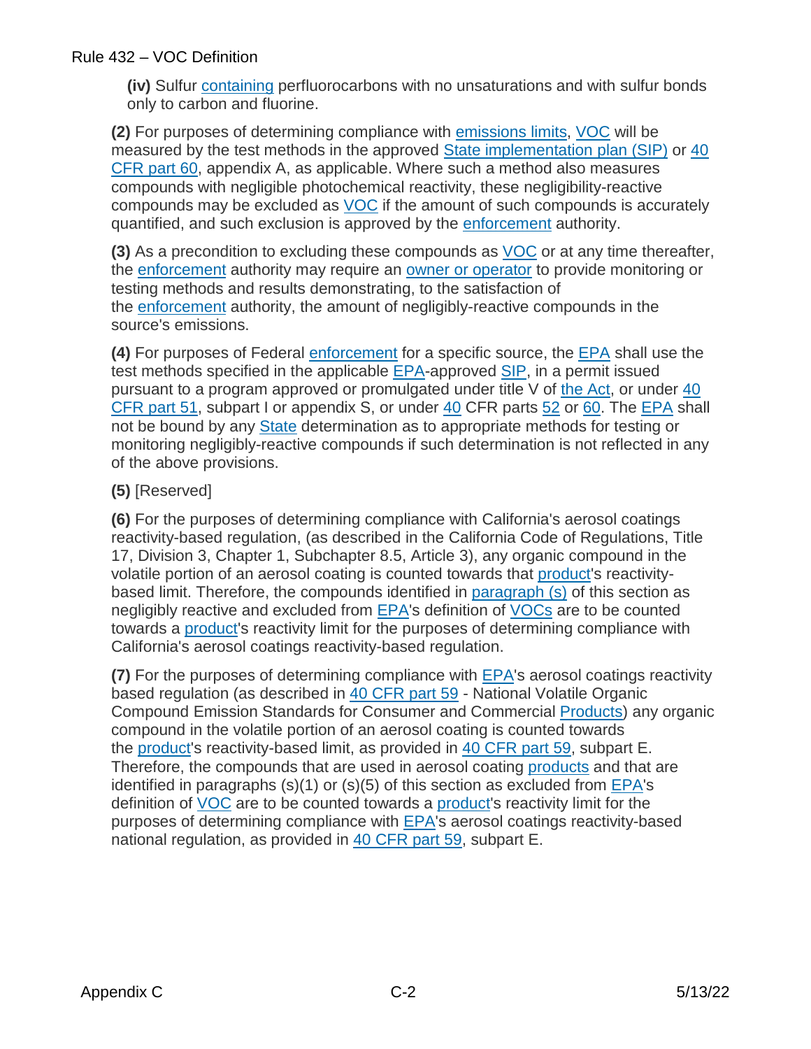**(iv)** Sulfur containing perfluorocarbons with no unsaturations and with sulfur bonds only to carbon and fluorine.

**(2)** For purposes of determining compliance with emissions limits, VOC will be measured by the test methods in the approved State implementation plan (SIP) or 40 CFR part 60, appendix A, as applicable. Where such a method also measures compounds with negligible photochemical reactivity, these negligibility-reactive compounds may be excluded as VOC if the amount of such compounds is accurately quantified, and such exclusion is approved by the enforcement authority.

**(3)** As a precondition to excluding these compounds as VOC or at any time thereafter, the enforcement authority may require an owner or operator to provide monitoring or testing methods and results demonstrating, to the satisfaction of the enforcement authority, the amount of negligibly-reactive compounds in the source's emissions.

**(4)** For purposes of Federal enforcement for a specific source, the EPA shall use the test methods specified in the applicable EPA-approved SIP, in a permit issued pursuant to a program approved or promulgated under title V of the Act, or under 40 CFR part 51, subpart I or appendix S, or under 40 CFR parts 52 or 60. The EPA shall not be bound by any State determination as to appropriate methods for testing or monitoring negligibly-reactive compounds if such determination is not reflected in any of the above provisions.

**(5)** [Reserved]

**(6)** For the purposes of determining compliance with California's aerosol coatings reactivity-based regulation, (as described in the California Code of Regulations, Title 17, Division 3, Chapter 1, Subchapter 8.5, Article 3), any organic compound in the volatile portion of an aerosol coating is counted towards that product's reactivity-based limit. Therefore, the compounds identified in paragraph (s) of this section as negligibly reactive and excluded from EPA's definition of VOCs are to be counted towards a product's reactivity limit for the purposes of determining compliance with California's aerosol coatings reactivity-based regulation.

**(7)** For the purposes of determining compliance with EPA's aerosol coatings reactivity based regulation (as described in 40 CFR part 59 - National Volatile Organic Compound Emission Standards for Consumer and Commercial Products) any organic compound in the volatile portion of an aerosol coating is counted towards the product's reactivity-based limit, as provided in 40 CFR part 59, subpart E. Therefore, the compounds that are used in aerosol coating products and that are identified in paragraphs (s)(1) or (s)(5) of this section as excluded from EPA's definition of VOC are to be counted towards a product's reactivity limit for the purposes of determining compliance with EPA's aerosol coatings reactivity-based national regulation, as provided in 40 CFR part 59, subpart E.